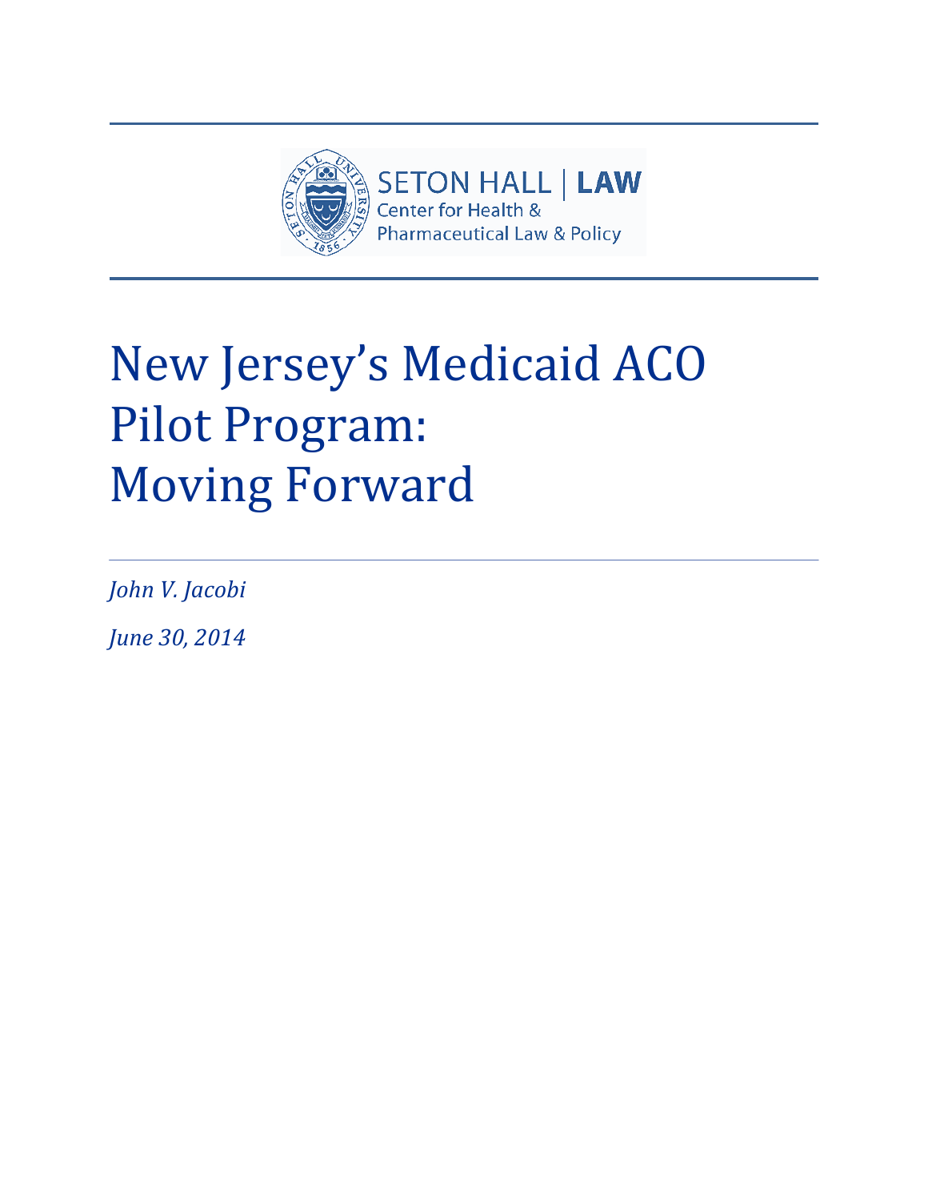SETON HALL | LAW
Center for Health &
Pharmaceutical Law & Policy

# New Jersey's Medicaid ACO Pilot Program: Moving Forward

*John V. Jacobi*

*June 30, 2014*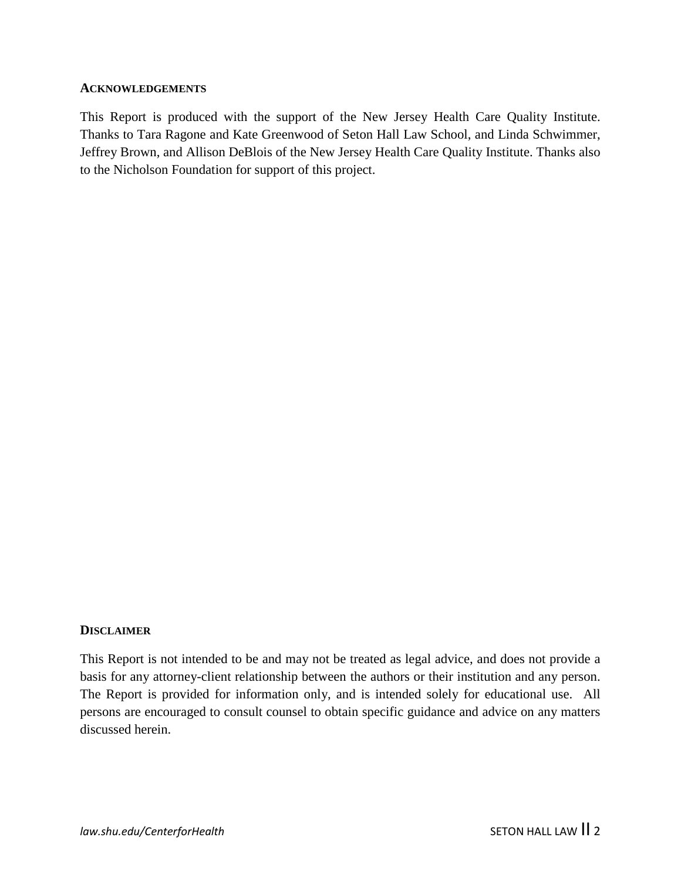## ACKNOWLEDGEMENTS

This Report is produced with the support of the New Jersey Health Care Quality Institute. Thanks to Tara Ragone and Kate Greenwood of Seton Hall Law School, and Linda Schwimmer, Jeffrey Brown, and Allison DeBlois of the New Jersey Health Care Quality Institute. Thanks also to the Nicholson Foundation for support of this project.

## DISCLAIMER

This Report is not intended to be and may not be treated as legal advice, and does not provide a basis for any attorney-client relationship between the authors or their institution and any person. The Report is provided for information only, and is intended solely for educational use. All persons are encouraged to consult counsel to obtain specific guidance and advice on any matters discussed herein.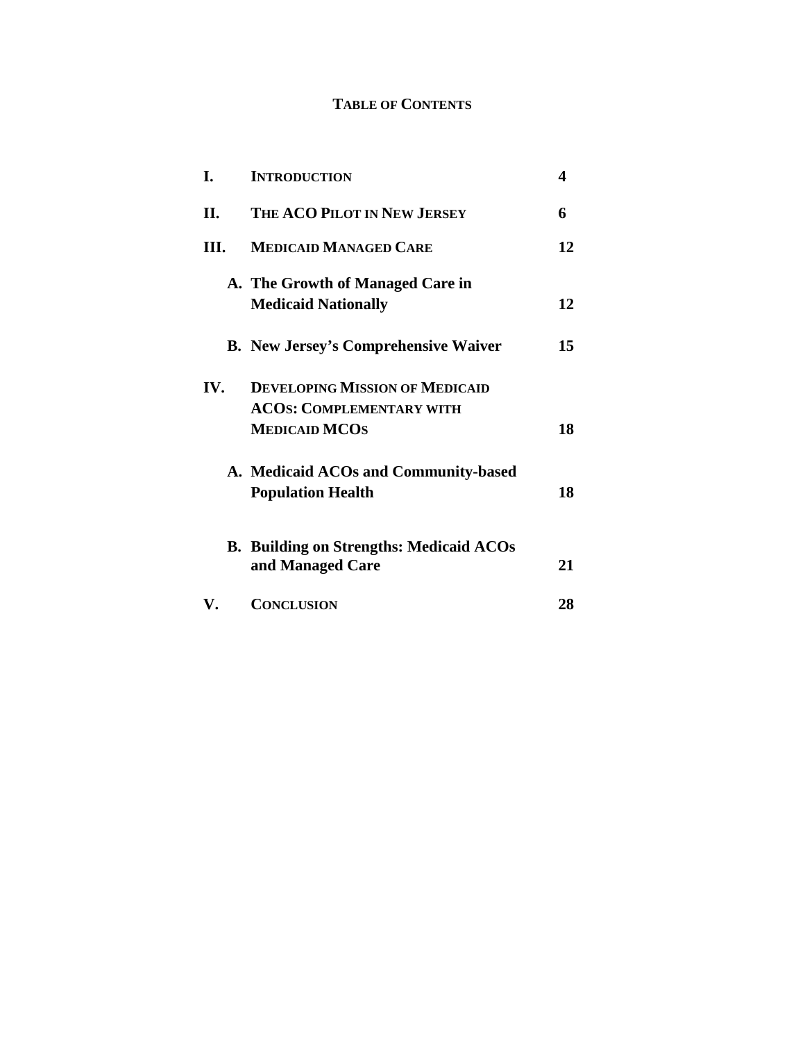**TABLE OF CONTENTS**

| | | |
|---|---|---|
| **I.** | **INTRODUCTION** | **4** |
| **II.** | **THE ACO PILOT IN NEW JERSEY** | **6** |
| **III.** | **MEDICAID MANAGED CARE** | **12** |
| | **A. The Growth of Managed Care in Medicaid Nationally** | **12** |
| | **B. New Jersey's Comprehensive Waiver** | **15** |
| **IV.** | **DEVELOPING MISSION OF MEDICAID ACOS: COMPLEMENTARY WITH MEDICAID MCOS** | **18** |
| | **A. Medicaid ACOs and Community-based Population Health** | **18** |
| | **B. Building on Strengths: Medicaid ACOs and Managed Care** | **21** |
| **V.** | **CONCLUSION** | **28** |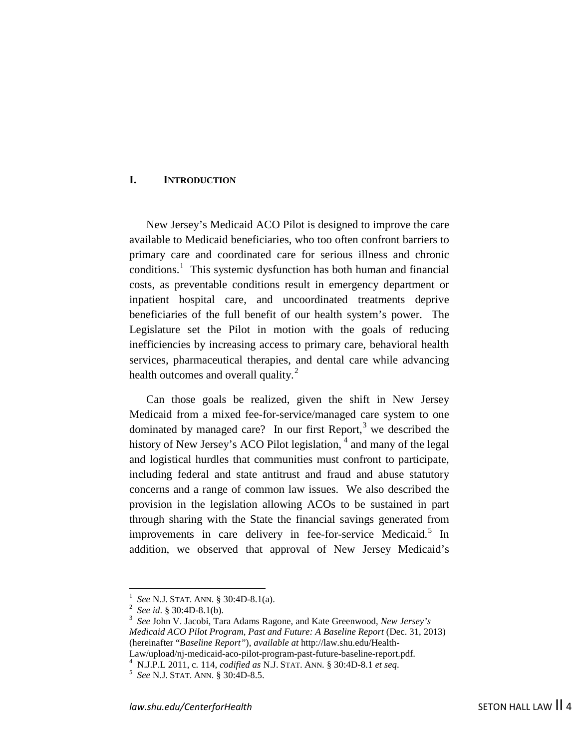# I. INTRODUCTION

New Jersey's Medicaid ACO Pilot is designed to improve the care available to Medicaid beneficiaries, who too often confront barriers to primary care and coordinated care for serious illness and chronic conditions.[1] This systemic dysfunction has both human and financial costs, as preventable conditions result in emergency department or inpatient hospital care, and uncoordinated treatments deprive beneficiaries of the full benefit of our health system's power. The Legislature set the Pilot in motion with the goals of reducing inefficiencies by increasing access to primary care, behavioral health services, pharmaceutical therapies, and dental care while advancing health outcomes and overall quality.[2]

Can those goals be realized, given the shift in New Jersey Medicaid from a mixed fee-for-service/managed care system to one dominated by managed care? In our first Report,[3] we described the history of New Jersey's ACO Pilot legislation,[4] and many of the legal and logistical hurdles that communities must confront to participate, including federal and state antitrust and fraud and abuse statutory concerns and a range of common law issues. We also described the provision in the legislation allowing ACOs to be sustained in part through sharing with the State the financial savings generated from improvements in care delivery in fee-for-service Medicaid.[5] In addition, we observed that approval of New Jersey Medicaid's

---

[1] *See* N.J. STAT. ANN. § 30:4D-8.1(a).

[2] *See id*. § 30:4D-8.1(b).

[3] *See* John V. Jacobi, Tara Adams Ragone, and Kate Greenwood, *New Jersey's Medicaid ACO Pilot Program, Past and Future: A Baseline Report* (Dec. 31, 2013) (hereinafter "*Baseline Report*"), *available at* http://law.shu.edu/Health-Law/upload/nj-medicaid-aco-pilot-program-past-future-baseline-report.pdf.

[4] N.J.P.L 2011, c. 114, *codified as* N.J. STAT. ANN. § 30:4D-8.1 *et seq*.

[5] *See* N.J. STAT. ANN. § 30:4D-8.5.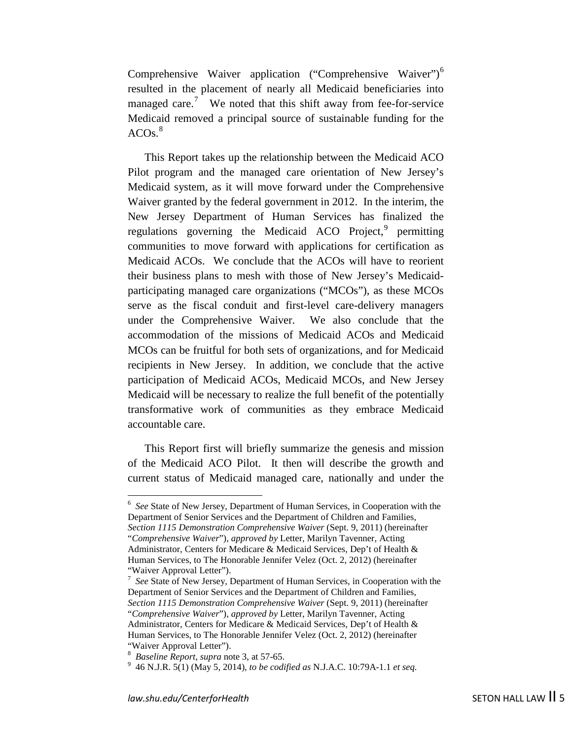Comprehensive Waiver application ("Comprehensive Waiver")[6] resulted in the placement of nearly all Medicaid beneficiaries into managed care.[7] We noted that this shift away from fee-for-service Medicaid removed a principal source of sustainable funding for the ACOs.[8]

This Report takes up the relationship between the Medicaid ACO Pilot program and the managed care orientation of New Jersey's Medicaid system, as it will move forward under the Comprehensive Waiver granted by the federal government in 2012. In the interim, the New Jersey Department of Human Services has finalized the regulations governing the Medicaid ACO Project,[9] permitting communities to move forward with applications for certification as Medicaid ACOs. We conclude that the ACOs will have to reorient their business plans to mesh with those of New Jersey's Medicaid-participating managed care organizations ("MCOs"), as these MCOs serve as the fiscal conduit and first-level care-delivery managers under the Comprehensive Waiver. We also conclude that the accommodation of the missions of Medicaid ACOs and Medicaid MCOs can be fruitful for both sets of organizations, and for Medicaid recipients in New Jersey. In addition, we conclude that the active participation of Medicaid ACOs, Medicaid MCOs, and New Jersey Medicaid will be necessary to realize the full benefit of the potentially transformative work of communities as they embrace Medicaid accountable care.

This Report first will briefly summarize the genesis and mission of the Medicaid ACO Pilot. It then will describe the growth and current status of Medicaid managed care, nationally and under the

---

[6] *See* State of New Jersey, Department of Human Services, in Cooperation with the Department of Senior Services and the Department of Children and Families, *Section 1115 Demonstration Comprehensive Waiver* (Sept. 9, 2011) (hereinafter "*Comprehensive Waiver*"), *approved by* Letter, Marilyn Tavenner, Acting Administrator, Centers for Medicare & Medicaid Services, Dep't of Health & Human Services, to The Honorable Jennifer Velez (Oct. 2, 2012) (hereinafter "Waiver Approval Letter").

[7] *See* State of New Jersey, Department of Human Services, in Cooperation with the Department of Senior Services and the Department of Children and Families, *Section 1115 Demonstration Comprehensive Waiver* (Sept. 9, 2011) (hereinafter "*Comprehensive Waiver*"), *approved by* Letter, Marilyn Tavenner, Acting Administrator, Centers for Medicare & Medicaid Services, Dep't of Health & Human Services, to The Honorable Jennifer Velez (Oct. 2, 2012) (hereinafter "Waiver Approval Letter").

[8] *Baseline Report*, *supra* note 3, at 57-65.

[9] 46 N.J.R. 5(1) (May 5, 2014), *to be codified as* N.J.A.C. 10:79A-1.1 *et seq.*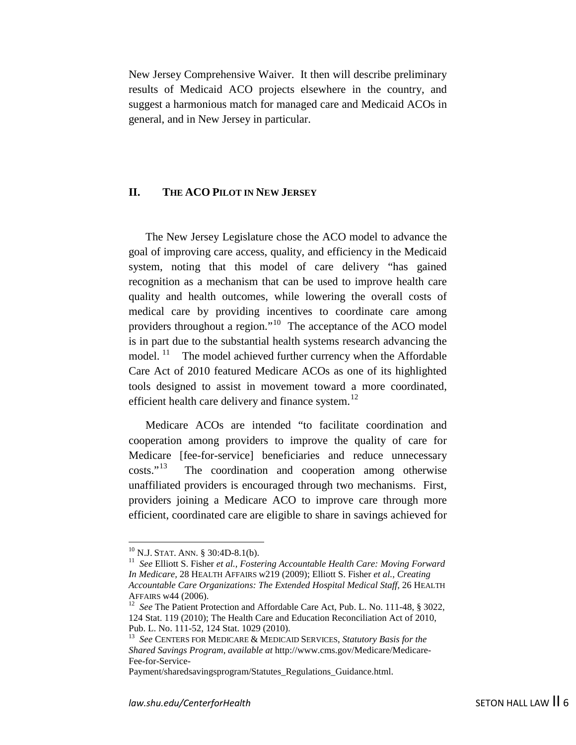New Jersey Comprehensive Waiver. It then will describe preliminary results of Medicaid ACO projects elsewhere in the country, and suggest a harmonious match for managed care and Medicaid ACOs in general, and in New Jersey in particular.

## II. THE ACO PILOT IN NEW JERSEY

The New Jersey Legislature chose the ACO model to advance the goal of improving care access, quality, and efficiency in the Medicaid system, noting that this model of care delivery "has gained recognition as a mechanism that can be used to improve health care quality and health outcomes, while lowering the overall costs of medical care by providing incentives to coordinate care among providers throughout a region."[10] The acceptance of the ACO model is in part due to the substantial health systems research advancing the model.[11] The model achieved further currency when the Affordable Care Act of 2010 featured Medicare ACOs as one of its highlighted tools designed to assist in movement toward a more coordinated, efficient health care delivery and finance system.[12]

Medicare ACOs are intended "to facilitate coordination and cooperation among providers to improve the quality of care for Medicare [fee-for-service] beneficiaries and reduce unnecessary costs."[13] The coordination and cooperation among otherwise unaffiliated providers is encouraged through two mechanisms. First, providers joining a Medicare ACO to improve care through more efficient, coordinated care are eligible to share in savings achieved for

---

[10] N.J. STAT. ANN. § 30:4D-8.1(b).

[11] *See* Elliott S. Fisher *et al.*, *Fostering Accountable Health Care: Moving Forward In Medicare*, 28 HEALTH AFFAIRS w219 (2009); Elliott S. Fisher *et al.*, *Creating Accountable Care Organizations: The Extended Hospital Medical Staff,* 26 HEALTH AFFAIRS w44 (2006).

[12] *See* The Patient Protection and Affordable Care Act, Pub. L. No. 111-48, § 3022, 124 Stat. 119 (2010); The Health Care and Education Reconciliation Act of 2010, Pub. L. No. 111-52, 124 Stat. 1029 (2010).

[13] *See* CENTERS FOR MEDICARE & MEDICAID SERVICES, *Statutory Basis for the Shared Savings Program*, *available at* http://www.cms.gov/Medicare/Medicare-Fee-for-Service-Payment/sharedsavingsprogram/Statutes_Regulations_Guidance.html.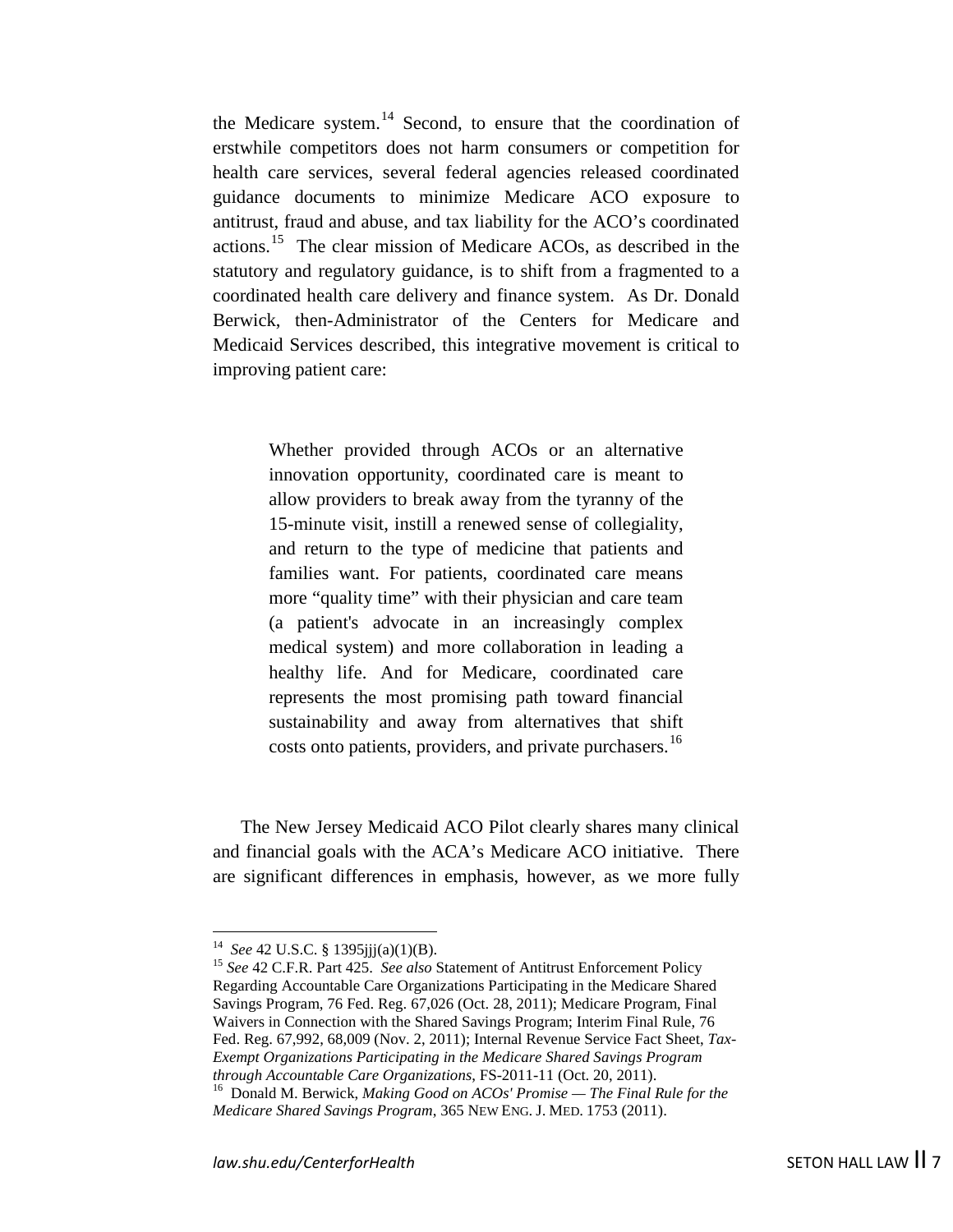the Medicare system.[14] Second, to ensure that the coordination of erstwhile competitors does not harm consumers or competition for health care services, several federal agencies released coordinated guidance documents to minimize Medicare ACO exposure to antitrust, fraud and abuse, and tax liability for the ACO's coordinated actions.[15] The clear mission of Medicare ACOs, as described in the statutory and regulatory guidance, is to shift from a fragmented to a coordinated health care delivery and finance system. As Dr. Donald Berwick, then-Administrator of the Centers for Medicare and Medicaid Services described, this integrative movement is critical to improving patient care:

> Whether provided through ACOs or an alternative innovation opportunity, coordinated care is meant to allow providers to break away from the tyranny of the 15-minute visit, instill a renewed sense of collegiality, and return to the type of medicine that patients and families want. For patients, coordinated care means more "quality time" with their physician and care team (a patient's advocate in an increasingly complex medical system) and more collaboration in leading a healthy life. And for Medicare, coordinated care represents the most promising path toward financial sustainability and away from alternatives that shift costs onto patients, providers, and private purchasers.[16]

The New Jersey Medicaid ACO Pilot clearly shares many clinical and financial goals with the ACA's Medicare ACO initiative. There are significant differences in emphasis, however, as we more fully

---

[14] *See* 42 U.S.C. § 1395jjj(a)(1)(B).

[15] *See* 42 C.F.R. Part 425. *See also* Statement of Antitrust Enforcement Policy Regarding Accountable Care Organizations Participating in the Medicare Shared Savings Program, 76 Fed. Reg. 67,026 (Oct. 28, 2011); Medicare Program, Final Waivers in Connection with the Shared Savings Program; Interim Final Rule, 76 Fed. Reg. 67,992, 68,009 (Nov. 2, 2011); Internal Revenue Service Fact Sheet, *Tax-Exempt Organizations Participating in the Medicare Shared Savings Program through Accountable Care Organizations*, FS-2011-11 (Oct. 20, 2011).

[16] Donald M. Berwick, *Making Good on ACOs' Promise — The Final Rule for the Medicare Shared Savings Program*, 365 NEW ENG. J. MED. 1753 (2011).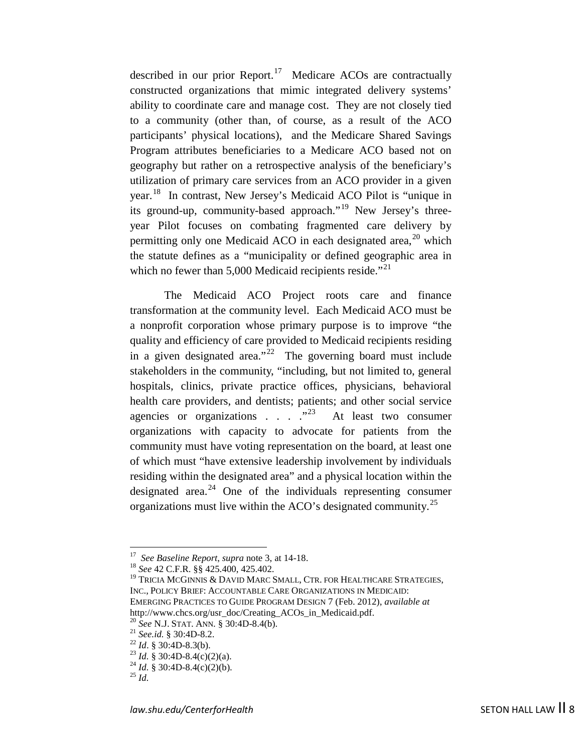described in our prior Report.[17] Medicare ACOs are contractually constructed organizations that mimic integrated delivery systems' ability to coordinate care and manage cost. They are not closely tied to a community (other than, of course, as a result of the ACO participants' physical locations), and the Medicare Shared Savings Program attributes beneficiaries to a Medicare ACO based not on geography but rather on a retrospective analysis of the beneficiary's utilization of primary care services from an ACO provider in a given year.[18] In contrast, New Jersey's Medicaid ACO Pilot is "unique in its ground-up, community-based approach."[19] New Jersey's three-year Pilot focuses on combating fragmented care delivery by permitting only one Medicaid ACO in each designated area,[20] which the statute defines as a "municipality or defined geographic area in which no fewer than 5,000 Medicaid recipients reside."[21]

The Medicaid ACO Project roots care and finance transformation at the community level. Each Medicaid ACO must be a nonprofit corporation whose primary purpose is to improve "the quality and efficiency of care provided to Medicaid recipients residing in a given designated area."[22] The governing board must include stakeholders in the community, "including, but not limited to, general hospitals, clinics, private practice offices, physicians, behavioral health care providers, and dentists; patients; and other social service agencies or organizations . . . ."[23] At least two consumer organizations with capacity to advocate for patients from the community must have voting representation on the board, at least one of which must "have extensive leadership involvement by individuals residing within the designated area" and a physical location within the designated area.[24] One of the individuals representing consumer organizations must live within the ACO's designated community.[25]

---

[17] *See Baseline Report*, *supra* note 3, at 14-18.

[18] *See* 42 C.F.R. §§ 425.400, 425.402.

[19] TRICIA MCGINNIS & DAVID MARC SMALL, CTR. FOR HEALTHCARE STRATEGIES, INC., POLICY BRIEF: ACCOUNTABLE CARE ORGANIZATIONS IN MEDICAID: EMERGING PRACTICES TO GUIDE PROGRAM DESIGN 7 (Feb. 2012), *available at* http://www.chcs.org/usr_doc/Creating_ACOs_in_Medicaid.pdf.

[20] *See* N.J. STAT. ANN. § 30:4D-8.4(b).

[21] *See.id.* § 30:4D-8.2.

[22] *Id*. § 30:4D-8.3(b).

[23] *Id.* § 30:4D-8.4(c)(2)(a).

[24] *Id.* § 30:4D-8.4(c)(2)(b).

[25] *Id.*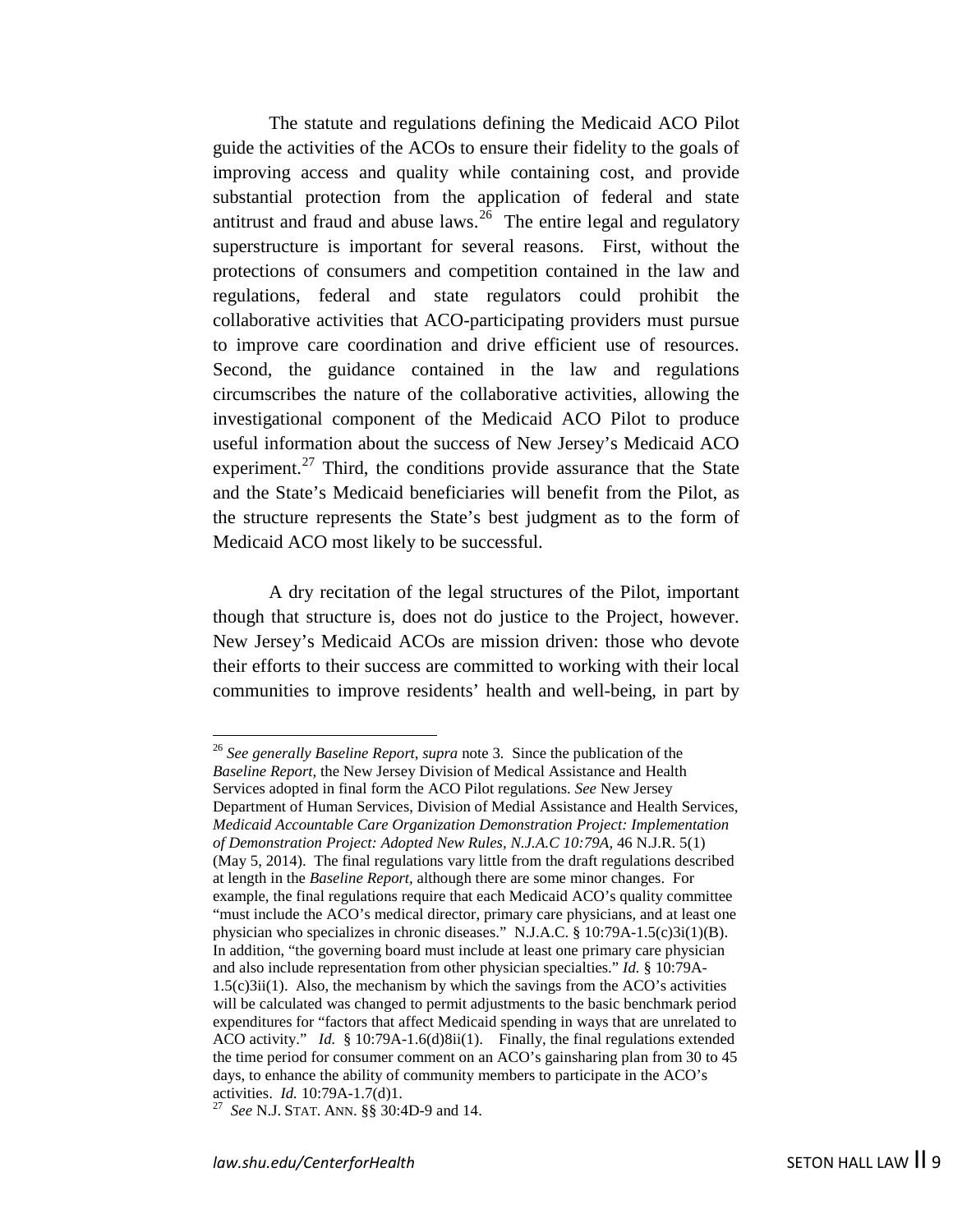The statute and regulations defining the Medicaid ACO Pilot guide the activities of the ACOs to ensure their fidelity to the goals of improving access and quality while containing cost, and provide substantial protection from the application of federal and state antitrust and fraud and abuse laws.[26] The entire legal and regulatory superstructure is important for several reasons. First, without the protections of consumers and competition contained in the law and regulations, federal and state regulators could prohibit the collaborative activities that ACO-participating providers must pursue to improve care coordination and drive efficient use of resources. Second, the guidance contained in the law and regulations circumscribes the nature of the collaborative activities, allowing the investigational component of the Medicaid ACO Pilot to produce useful information about the success of New Jersey's Medicaid ACO experiment.[27] Third, the conditions provide assurance that the State and the State's Medicaid beneficiaries will benefit from the Pilot, as the structure represents the State's best judgment as to the form of Medicaid ACO most likely to be successful.

A dry recitation of the legal structures of the Pilot, important though that structure is, does not do justice to the Project, however. New Jersey's Medicaid ACOs are mission driven: those who devote their efforts to their success are committed to working with their local communities to improve residents' health and well-being, in part by

---

[26] *See generally Baseline Report*, *supra* note 3. Since the publication of the *Baseline Report*, the New Jersey Division of Medical Assistance and Health Services adopted in final form the ACO Pilot regulations. *See* New Jersey Department of Human Services, Division of Medial Assistance and Health Services, *Medicaid Accountable Care Organization Demonstration Project: Implementation of Demonstration Project: Adopted New Rules, N.J.A.C 10:79A*, 46 N.J.R. 5(1) (May 5, 2014). The final regulations vary little from the draft regulations described at length in the *Baseline Report*, although there are some minor changes. For example, the final regulations require that each Medicaid ACO's quality committee "must include the ACO's medical director, primary care physicians, and at least one physician who specializes in chronic diseases." N.J.A.C. § 10:79A-1.5(c)3i(1)(B). In addition, "the governing board must include at least one primary care physician and also include representation from other physician specialties." *Id.* § 10:79A-1.5(c)3ii(1). Also, the mechanism by which the savings from the ACO's activities will be calculated was changed to permit adjustments to the basic benchmark period expenditures for "factors that affect Medicaid spending in ways that are unrelated to ACO activity." *Id.* § 10:79A-1.6(d)8ii(1). Finally, the final regulations extended the time period for consumer comment on an ACO's gainsharing plan from 30 to 45 days, to enhance the ability of community members to participate in the ACO's activities. *Id.* 10:79A-1.7(d)1.

[27] *See* N.J. STAT. ANN. §§ 30:4D-9 and 14.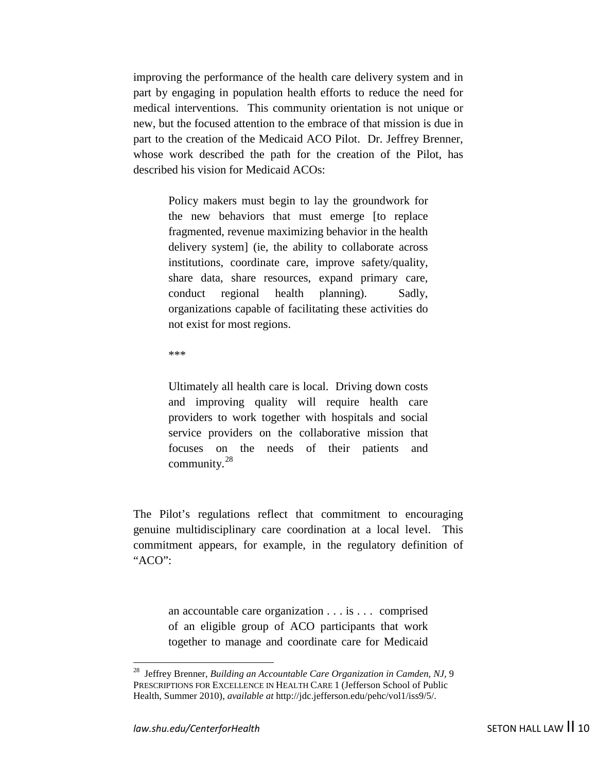improving the performance of the health care delivery system and in part by engaging in population health efforts to reduce the need for medical interventions. This community orientation is not unique or new, but the focused attention to the embrace of that mission is due in part to the creation of the Medicaid ACO Pilot. Dr. Jeffrey Brenner, whose work described the path for the creation of the Pilot, has described his vision for Medicaid ACOs:

> Policy makers must begin to lay the groundwork for the new behaviors that must emerge [to replace fragmented, revenue maximizing behavior in the health delivery system] (ie, the ability to collaborate across institutions, coordinate care, improve safety/quality, share data, share resources, expand primary care, conduct regional health planning). Sadly, organizations capable of facilitating these activities do not exist for most regions.
>
> ***
>
> Ultimately all health care is local. Driving down costs and improving quality will require health care providers to work together with hospitals and social service providers on the collaborative mission that focuses on the needs of their patients and community.[28]

The Pilot's regulations reflect that commitment to encouraging genuine multidisciplinary care coordination at a local level. This commitment appears, for example, in the regulatory definition of "ACO":

> an accountable care organization . . . is . . . comprised of an eligible group of ACO participants that work together to manage and coordinate care for Medicaid

[28] Jeffrey Brenner, *Building an Accountable Care Organization in Camden, NJ*, 9 PRESCRIPTIONS FOR EXCELLENCE IN HEALTH CARE 1 (Jefferson School of Public Health, Summer 2010), *available at* http://jdc.jefferson.edu/pehc/vol1/iss9/5/.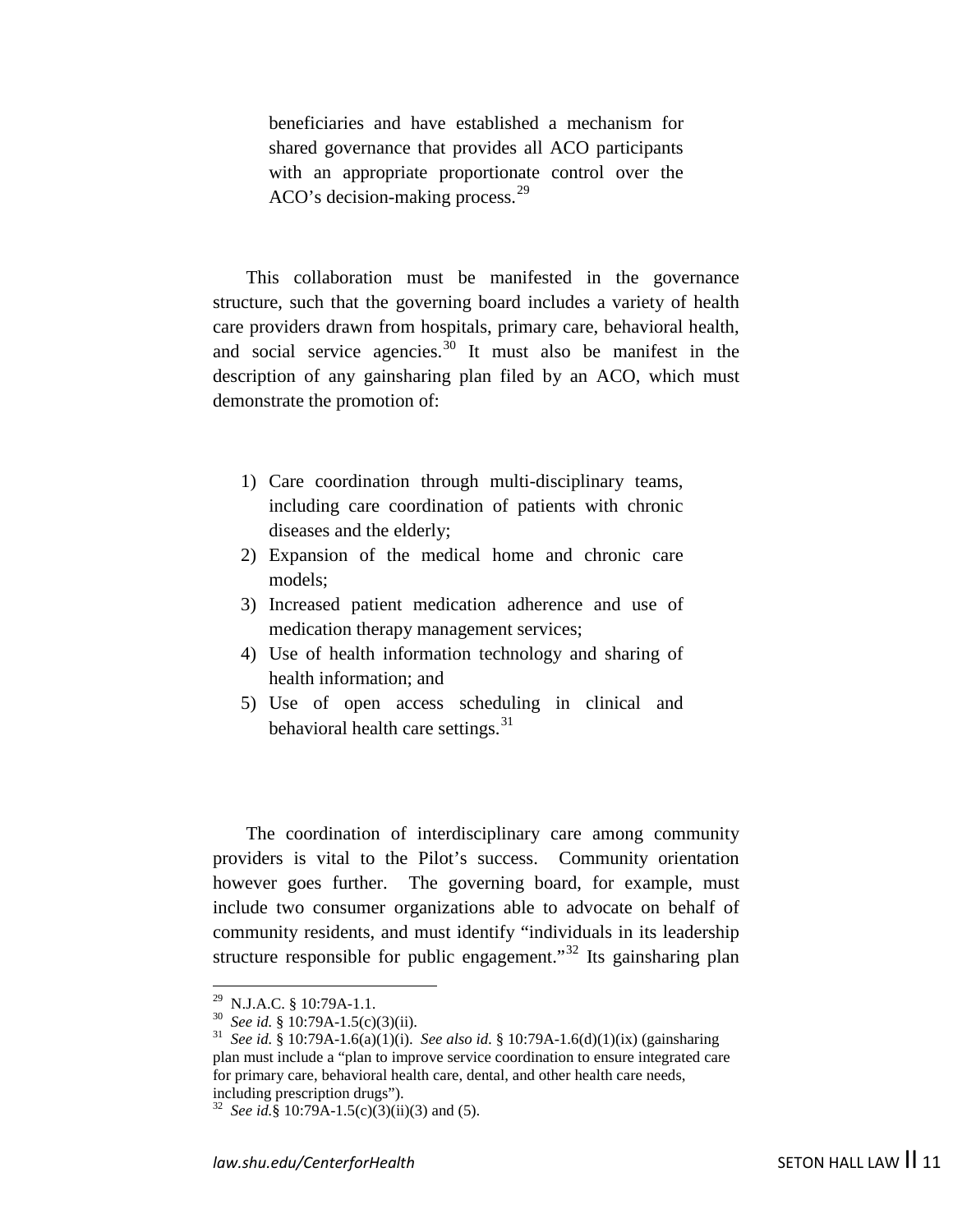> beneficiaries and have established a mechanism for shared governance that provides all ACO participants with an appropriate proportionate control over the ACO's decision-making process.[29]

This collaboration must be manifested in the governance structure, such that the governing board includes a variety of health care providers drawn from hospitals, primary care, behavioral health, and social service agencies.[30] It must also be manifest in the description of any gainsharing plan filed by an ACO, which must demonstrate the promotion of:

1) Care coordination through multi-disciplinary teams, including care coordination of patients with chronic diseases and the elderly;
2) Expansion of the medical home and chronic care models;
3) Increased patient medication adherence and use of medication therapy management services;
4) Use of health information technology and sharing of health information; and
5) Use of open access scheduling in clinical and behavioral health care settings.[31]

The coordination of interdisciplinary care among community providers is vital to the Pilot's success. Community orientation however goes further. The governing board, for example, must include two consumer organizations able to advocate on behalf of community residents, and must identify "individuals in its leadership structure responsible for public engagement."[32] Its gainsharing plan

---

[29] N.J.A.C. § 10:79A-1.1.

[30] *See id.* § 10:79A-1.5(c)(3)(ii).

[31] *See id.* § 10:79A-1.6(a)(1)(i). *See also id.* § 10:79A-1.6(d)(1)(ix) (gainsharing plan must include a "plan to improve service coordination to ensure integrated care for primary care, behavioral health care, dental, and other health care needs, including prescription drugs").

[32] *See id.*§ 10:79A-1.5(c)(3)(ii)(3) and (5).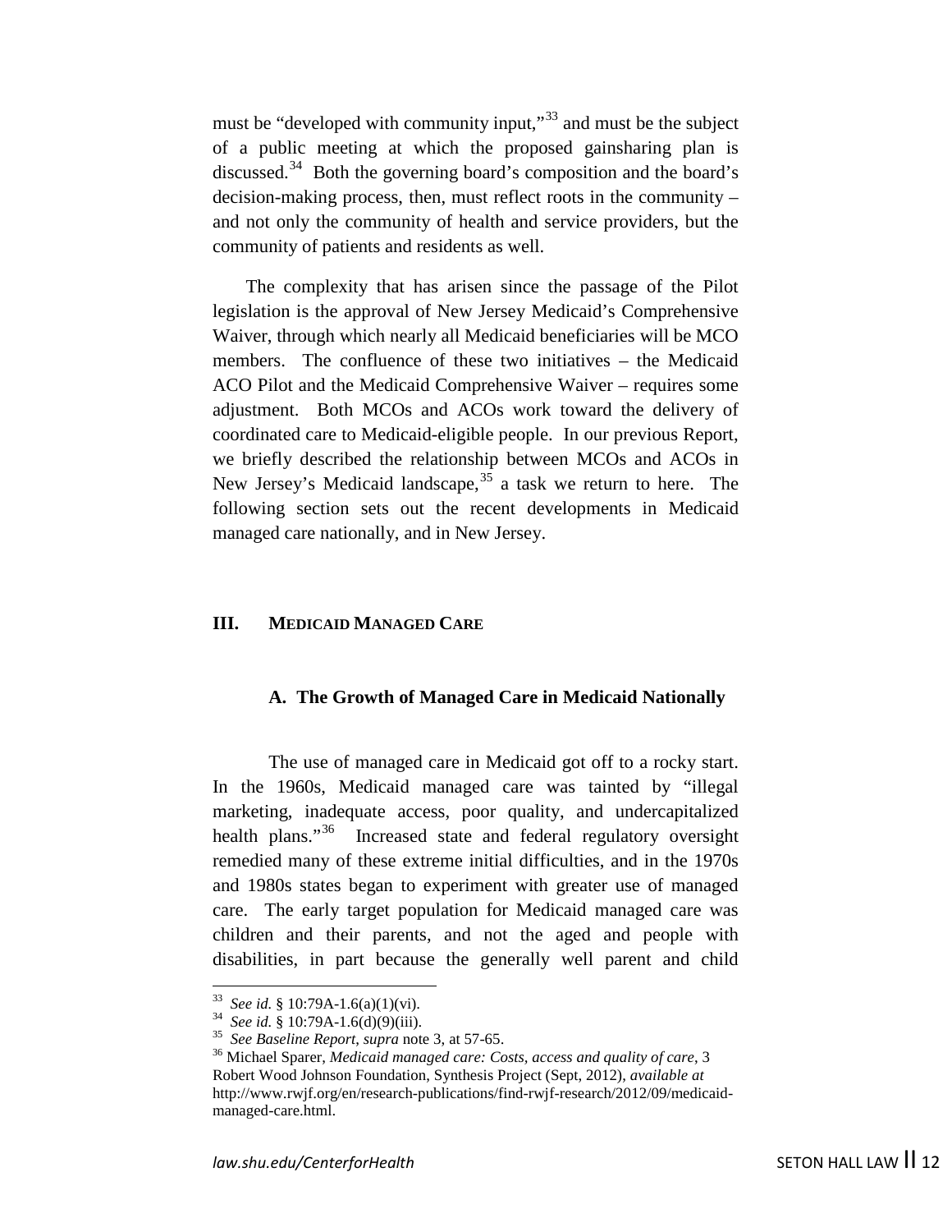must be "developed with community input,"[33] and must be the subject of a public meeting at which the proposed gainsharing plan is discussed.[34] Both the governing board's composition and the board's decision-making process, then, must reflect roots in the community – and not only the community of health and service providers, but the community of patients and residents as well.

The complexity that has arisen since the passage of the Pilot legislation is the approval of New Jersey Medicaid's Comprehensive Waiver, through which nearly all Medicaid beneficiaries will be MCO members. The confluence of these two initiatives – the Medicaid ACO Pilot and the Medicaid Comprehensive Waiver – requires some adjustment. Both MCOs and ACOs work toward the delivery of coordinated care to Medicaid-eligible people. In our previous Report, we briefly described the relationship between MCOs and ACOs in New Jersey's Medicaid landscape,[35] a task we return to here. The following section sets out the recent developments in Medicaid managed care nationally, and in New Jersey.

## III. MEDICAID MANAGED CARE

### A. The Growth of Managed Care in Medicaid Nationally

The use of managed care in Medicaid got off to a rocky start. In the 1960s, Medicaid managed care was tainted by "illegal marketing, inadequate access, poor quality, and undercapitalized health plans."[36] Increased state and federal regulatory oversight remedied many of these extreme initial difficulties, and in the 1970s and 1980s states began to experiment with greater use of managed care. The early target population for Medicaid managed care was children and their parents, and not the aged and people with disabilities, in part because the generally well parent and child

---

[33] *See id.* § 10:79A-1.6(a)(1)(vi).

[34] *See id.* § 10:79A-1.6(d)(9)(iii).

[35] *See Baseline Report*, *supra* note 3, at 57-65.

[36] Michael Sparer, *Medicaid managed care: Costs, access and quality of care*, 3 Robert Wood Johnson Foundation, Synthesis Project (Sept, 2012), *available at* http://www.rwjf.org/en/research-publications/find-rwjf-research/2012/09/medicaid-managed-care.html.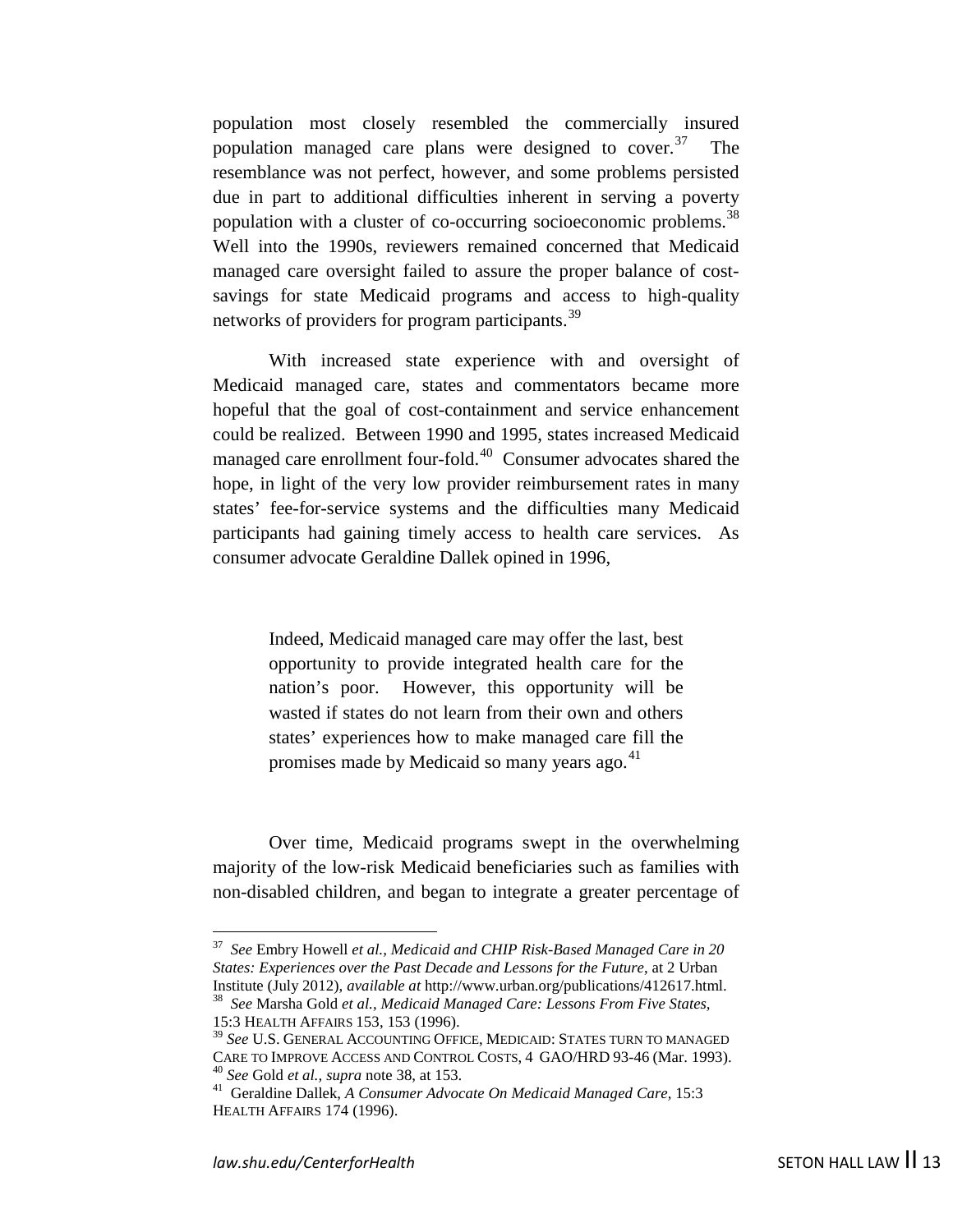population most closely resembled the commercially insured population managed care plans were designed to cover.[37] The resemblance was not perfect, however, and some problems persisted due in part to additional difficulties inherent in serving a poverty population with a cluster of co-occurring socioeconomic problems.[38] Well into the 1990s, reviewers remained concerned that Medicaid managed care oversight failed to assure the proper balance of cost-savings for state Medicaid programs and access to high-quality networks of providers for program participants.[39]

With increased state experience with and oversight of Medicaid managed care, states and commentators became more hopeful that the goal of cost-containment and service enhancement could be realized. Between 1990 and 1995, states increased Medicaid managed care enrollment four-fold.[40] Consumer advocates shared the hope, in light of the very low provider reimbursement rates in many states' fee-for-service systems and the difficulties many Medicaid participants had gaining timely access to health care services. As consumer advocate Geraldine Dallek opined in 1996,

> Indeed, Medicaid managed care may offer the last, best opportunity to provide integrated health care for the nation's poor. However, this opportunity will be wasted if states do not learn from their own and others states' experiences how to make managed care fill the promises made by Medicaid so many years ago.[41]

Over time, Medicaid programs swept in the overwhelming majority of the low-risk Medicaid beneficiaries such as families with non-disabled children, and began to integrate a greater percentage of

---

[37] *See* Embry Howell *et al.*, *Medicaid and CHIP Risk-Based Managed Care in 20 States: Experiences over the Past Decade and Lessons for the Future*, at 2 Urban Institute (July 2012), *available at* http://www.urban.org/publications/412617.html.

[38] *See* Marsha Gold *et al.*, *Medicaid Managed Care: Lessons From Five States*, 15:3 HEALTH AFFAIRS 153, 153 (1996).

[39] *See* U.S. GENERAL ACCOUNTING OFFICE, MEDICAID: STATES TURN TO MANAGED CARE TO IMPROVE ACCESS AND CONTROL COSTS, 4 GAO/HRD 93-46 (Mar. 1993).

[40] *See* Gold *et al.*, *supra* note 38, at 153.

[41] Geraldine Dallek, *A Consumer Advocate On Medicaid Managed Care*, 15:3 HEALTH AFFAIRS 174 (1996).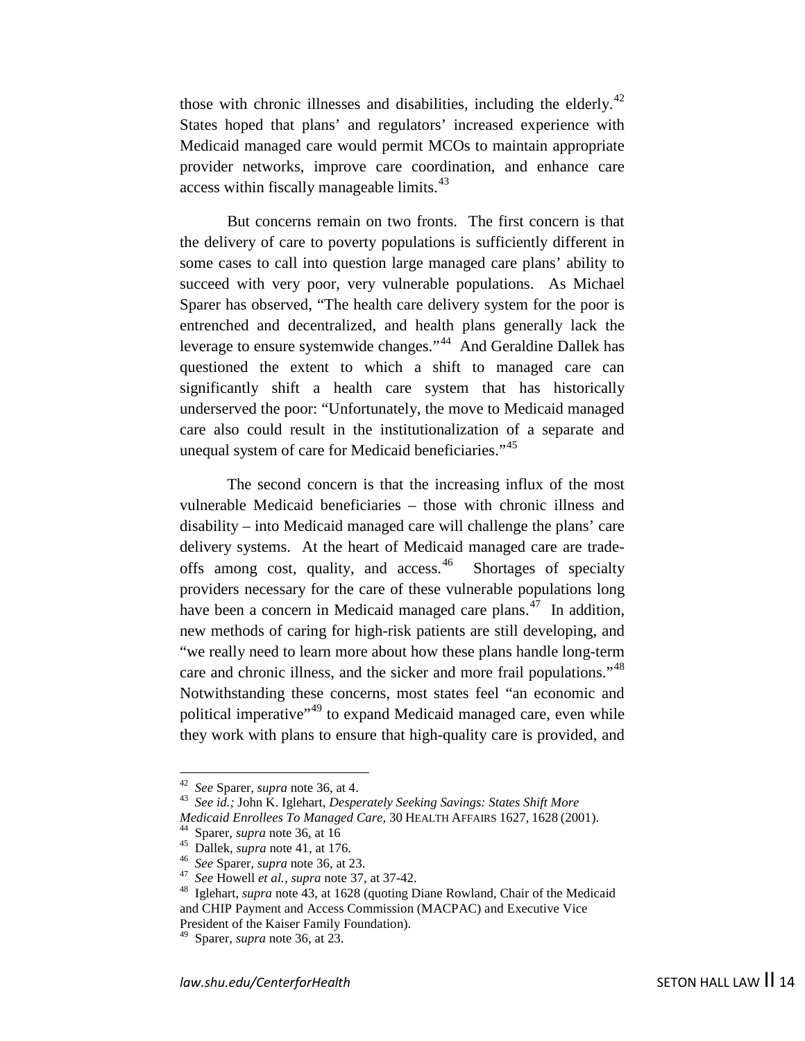those with chronic illnesses and disabilities, including the elderly.[42] States hoped that plans' and regulators' increased experience with Medicaid managed care would permit MCOs to maintain appropriate provider networks, improve care coordination, and enhance care access within fiscally manageable limits.[43]

But concerns remain on two fronts. The first concern is that the delivery of care to poverty populations is sufficiently different in some cases to call into question large managed care plans' ability to succeed with very poor, very vulnerable populations. As Michael Sparer has observed, "The health care delivery system for the poor is entrenched and decentralized, and health plans generally lack the leverage to ensure systemwide changes."[44] And Geraldine Dallek has questioned the extent to which a shift to managed care can significantly shift a health care system that has historically underserved the poor: "Unfortunately, the move to Medicaid managed care also could result in the institutionalization of a separate and unequal system of care for Medicaid beneficiaries."[45]

The second concern is that the increasing influx of the most vulnerable Medicaid beneficiaries – those with chronic illness and disability – into Medicaid managed care will challenge the plans' care delivery systems. At the heart of Medicaid managed care are trade-offs among cost, quality, and access.[46] Shortages of specialty providers necessary for the care of these vulnerable populations long have been a concern in Medicaid managed care plans.[47] In addition, new methods of caring for high-risk patients are still developing, and "we really need to learn more about how these plans handle long-term care and chronic illness, and the sicker and more frail populations."[48] Notwithstanding these concerns, most states feel "an economic and political imperative"[49] to expand Medicaid managed care, even while they work with plans to ensure that high-quality care is provided, and

---

[42] *See* Sparer, *supra* note 36, at 4.

[43] *See id.;* John K. Iglehart, *Desperately Seeking Savings: States Shift More Medicaid Enrollees To Managed Care,* 30 HEALTH AFFAIRS 1627, 1628 (2001).

[44] Sparer, *supra* note 36, at 16

[45] Dallek, *supra* note 41, at 176.

[46] *See* Sparer, *supra* note 36, at 23.

[47] *See* Howell *et al., supra* note 37, at 37-42.

[48] Iglehart, *supra* note 43, at 1628 (quoting Diane Rowland, Chair of the Medicaid and CHIP Payment and Access Commission (MACPAC) and Executive Vice President of the Kaiser Family Foundation).

[49] Sparer, *supra* note 36, at 23.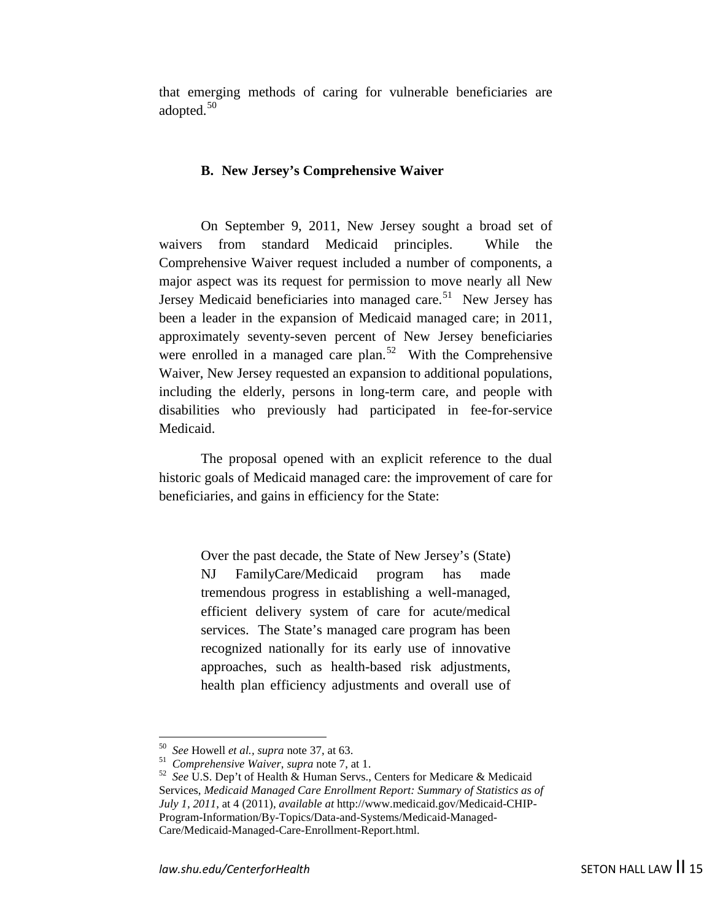that emerging methods of caring for vulnerable beneficiaries are adopted.[50]

### B. New Jersey's Comprehensive Waiver

On September 9, 2011, New Jersey sought a broad set of waivers from standard Medicaid principles. While the Comprehensive Waiver request included a number of components, a major aspect was its request for permission to move nearly all New Jersey Medicaid beneficiaries into managed care.[51] New Jersey has been a leader in the expansion of Medicaid managed care; in 2011, approximately seventy-seven percent of New Jersey beneficiaries were enrolled in a managed care plan.[52] With the Comprehensive Waiver, New Jersey requested an expansion to additional populations, including the elderly, persons in long-term care, and people with disabilities who previously had participated in fee-for-service Medicaid.

The proposal opened with an explicit reference to the dual historic goals of Medicaid managed care: the improvement of care for beneficiaries, and gains in efficiency for the State:

> Over the past decade, the State of New Jersey's (State) NJ FamilyCare/Medicaid program has made tremendous progress in establishing a well-managed, efficient delivery system of care for acute/medical services. The State's managed care program has been recognized nationally for its early use of innovative approaches, such as health-based risk adjustments, health plan efficiency adjustments and overall use of

---

[50] *See* Howell *et al., supra* note 37, at 63.

[51] *Comprehensive Waiver*, *supra* note 7, at 1.

[52] *See* U.S. Dep't of Health & Human Servs., Centers for Medicare & Medicaid Services, *Medicaid Managed Care Enrollment Report: Summary of Statistics as of July 1, 2011*, at 4 (2011), *available at* http://www.medicaid.gov/Medicaid-CHIP-Program-Information/By-Topics/Data-and-Systems/Medicaid-Managed-Care/Medicaid-Managed-Care-Enrollment-Report.html.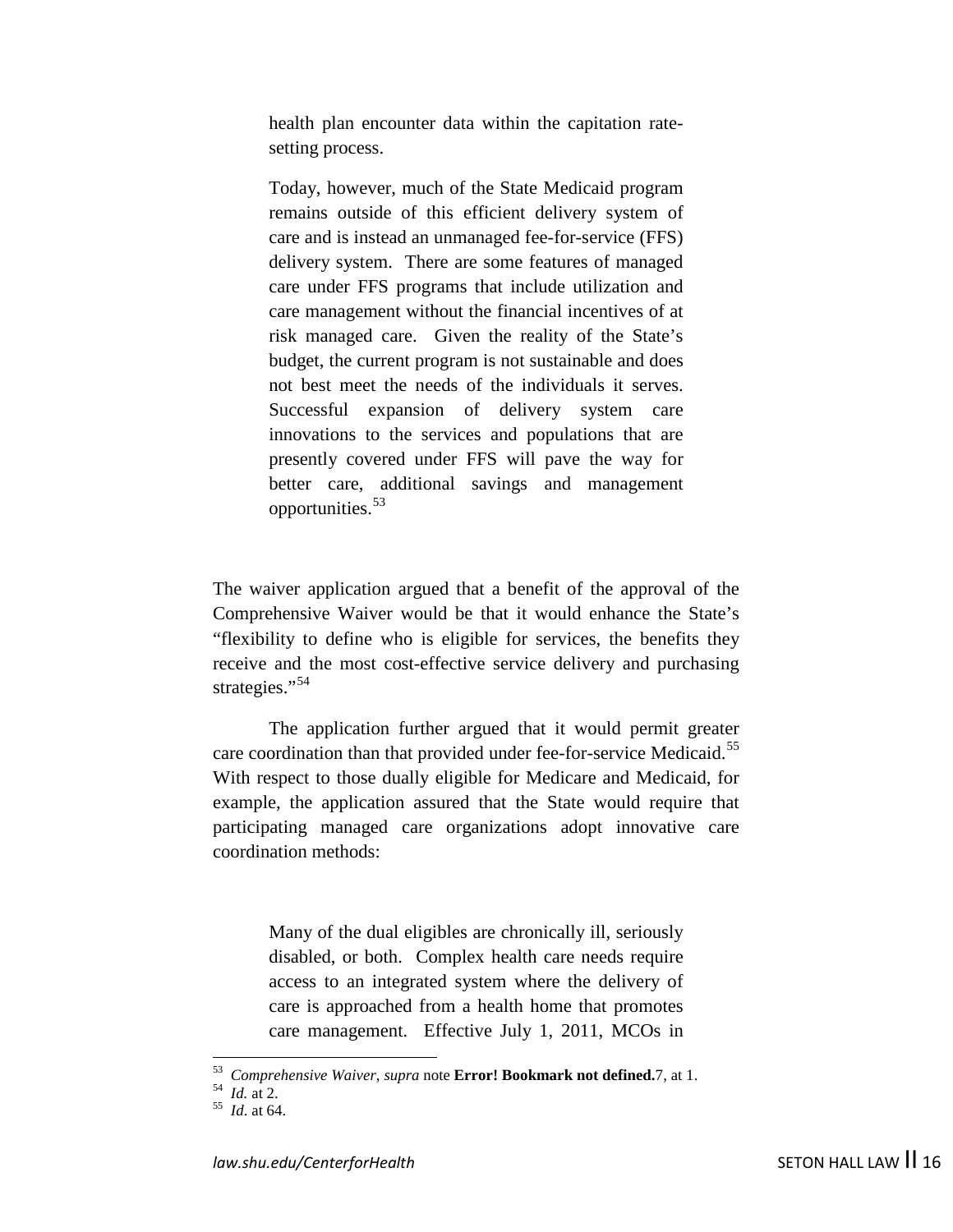> health plan encounter data within the capitation rate-setting process.
>
> Today, however, much of the State Medicaid program remains outside of this efficient delivery system of care and is instead an unmanaged fee-for-service (FFS) delivery system. There are some features of managed care under FFS programs that include utilization and care management without the financial incentives of at risk managed care. Given the reality of the State's budget, the current program is not sustainable and does not best meet the needs of the individuals it serves. Successful expansion of delivery system care innovations to the services and populations that are presently covered under FFS will pave the way for better care, additional savings and management opportunities.[53]

The waiver application argued that a benefit of the approval of the Comprehensive Waiver would be that it would enhance the State's "flexibility to define who is eligible for services, the benefits they receive and the most cost-effective service delivery and purchasing strategies."[54]

The application further argued that it would permit greater care coordination than that provided under fee-for-service Medicaid.[55] With respect to those dually eligible for Medicare and Medicaid, for example, the application assured that the State would require that participating managed care organizations adopt innovative care coordination methods:

> Many of the dual eligibles are chronically ill, seriously disabled, or both. Complex health care needs require access to an integrated system where the delivery of care is approached from a health home that promotes care management. Effective July 1, 2011, MCOs in

---

[53] *Comprehensive Waiver*, *supra* note **Error! Bookmark not defined.**7, at 1.
[54] *Id.* at 2.
[55] *Id*. at 64.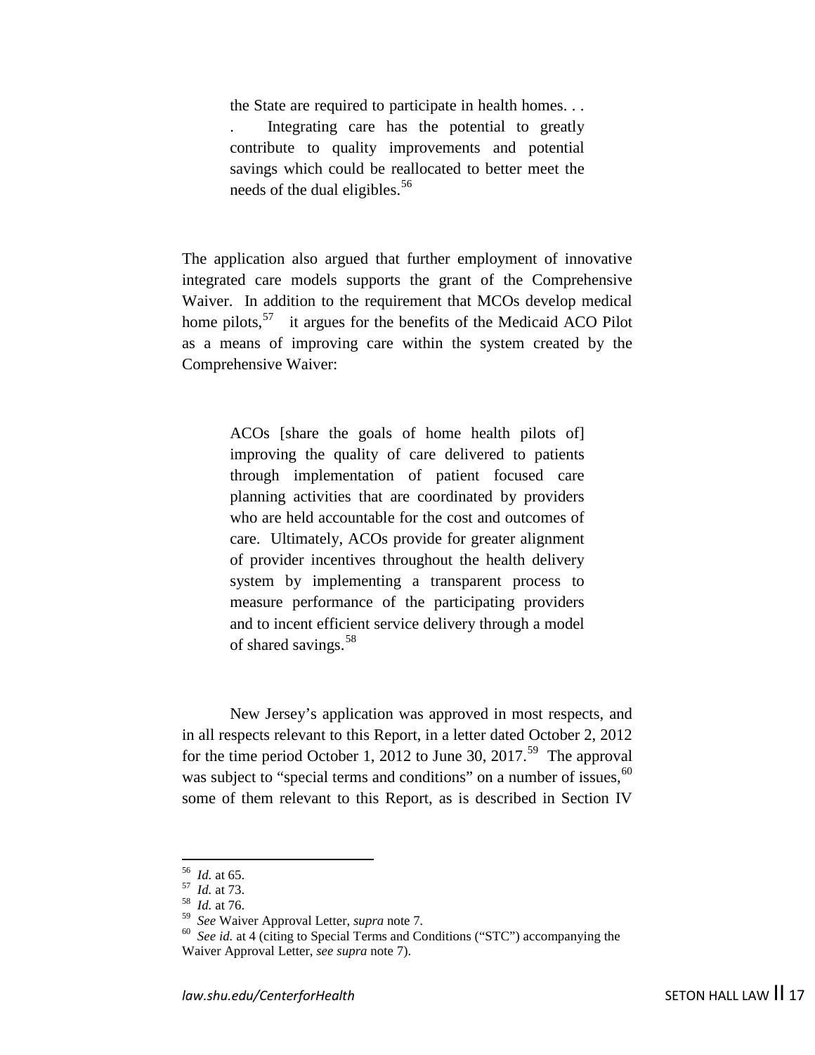> the State are required to participate in health homes. . . . Integrating care has the potential to greatly contribute to quality improvements and potential savings which could be reallocated to better meet the needs of the dual eligibles.[56]

The application also argued that further employment of innovative integrated care models supports the grant of the Comprehensive Waiver. In addition to the requirement that MCOs develop medical home pilots,[57] it argues for the benefits of the Medicaid ACO Pilot as a means of improving care within the system created by the Comprehensive Waiver:

> ACOs [share the goals of home health pilots of] improving the quality of care delivered to patients through implementation of patient focused care planning activities that are coordinated by providers who are held accountable for the cost and outcomes of care. Ultimately, ACOs provide for greater alignment of provider incentives throughout the health delivery system by implementing a transparent process to measure performance of the participating providers and to incent efficient service delivery through a model of shared savings.[58]

New Jersey's application was approved in most respects, and in all respects relevant to this Report, in a letter dated October 2, 2012 for the time period October 1, 2012 to June 30, 2017.[59] The approval was subject to "special terms and conditions" on a number of issues,[60] some of them relevant to this Report, as is described in Section IV

---

[56] *Id.* at 65.
[57] *Id.* at 73.
[58] *Id.* at 76.
[59] *See* Waiver Approval Letter, *supra* note 7.
[60] *See id.* at 4 (citing to Special Terms and Conditions ("STC") accompanying the Waiver Approval Letter, *see supra* note 7).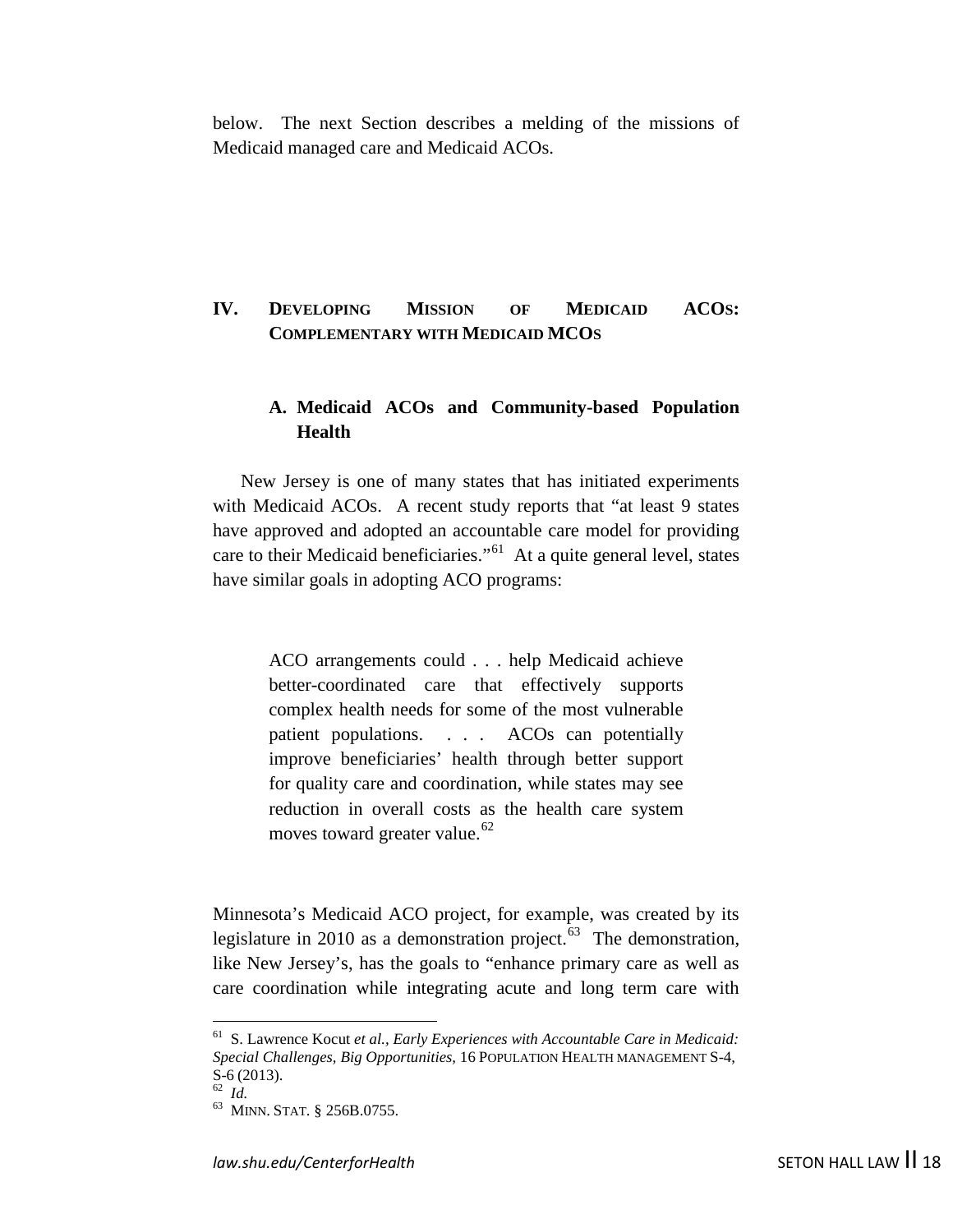below. The next Section describes a melding of the missions of Medicaid managed care and Medicaid ACOs.

## IV. DEVELOPING MISSION OF MEDICAID ACOS: COMPLEMENTARY WITH MEDICAID MCOS

### A. Medicaid ACOs and Community-based Population Health

New Jersey is one of many states that has initiated experiments with Medicaid ACOs. A recent study reports that "at least 9 states have approved and adopted an accountable care model for providing care to their Medicaid beneficiaries."[61] At a quite general level, states have similar goals in adopting ACO programs:

> ACO arrangements could . . . help Medicaid achieve better-coordinated care that effectively supports complex health needs for some of the most vulnerable patient populations. . . . ACOs can potentially improve beneficiaries' health through better support for quality care and coordination, while states may see reduction in overall costs as the health care system moves toward greater value.[62]

Minnesota's Medicaid ACO project, for example, was created by its legislature in 2010 as a demonstration project.[63] The demonstration, like New Jersey's, has the goals to "enhance primary care as well as care coordination while integrating acute and long term care with

---

[61] S. Lawrence Kocut *et al.*, *Early Experiences with Accountable Care in Medicaid: Special Challenges, Big Opportunities*, 16 POPULATION HEALTH MANAGEMENT S-4, S-6 (2013).

[62] *Id.*

[63] MINN. STAT. § 256B.0755.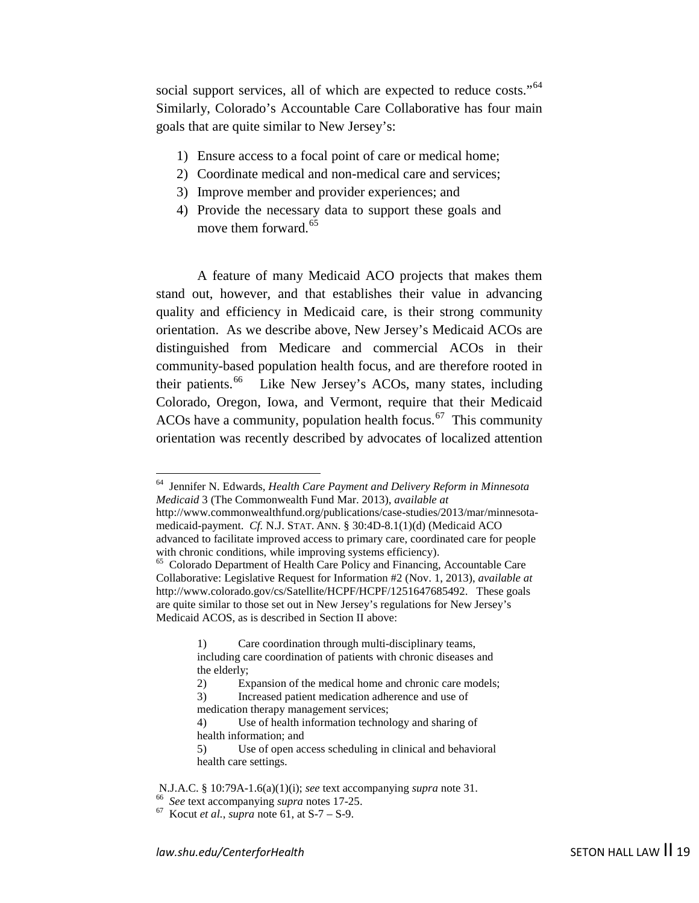social support services, all of which are expected to reduce costs."[64] Similarly, Colorado's Accountable Care Collaborative has four main goals that are quite similar to New Jersey's:

1) Ensure access to a focal point of care or medical home;
2) Coordinate medical and non-medical care and services;
3) Improve member and provider experiences; and
4) Provide the necessary data to support these goals and move them forward.[65]

A feature of many Medicaid ACO projects that makes them stand out, however, and that establishes their value in advancing quality and efficiency in Medicaid care, is their strong community orientation. As we describe above, New Jersey's Medicaid ACOs are distinguished from Medicare and commercial ACOs in their community-based population health focus, and are therefore rooted in their patients.[66] Like New Jersey's ACOs, many states, including Colorado, Oregon, Iowa, and Vermont, require that their Medicaid ACOs have a community, population health focus.[67] This community orientation was recently described by advocates of localized attention

---

[64] Jennifer N. Edwards, *Health Care Payment and Delivery Reform in Minnesota Medicaid* 3 (The Commonwealth Fund Mar. 2013), *available at* http://www.commonwealthfund.org/publications/case-studies/2013/mar/minnesota-medicaid-payment. *Cf.* N.J. STAT. ANN. § 30:4D-8.1(1)(d) (Medicaid ACO advanced to facilitate improved access to primary care, coordinated care for people with chronic conditions, while improving systems efficiency).

[65] Colorado Department of Health Care Policy and Financing, Accountable Care Collaborative: Legislative Request for Information #2 (Nov. 1, 2013), *available at* http://www.colorado.gov/cs/Satellite/HCPF/HCPF/1251647685492. These goals are quite similar to those set out in New Jersey's regulations for New Jersey's Medicaid ACOS, as is described in Section II above:

> 1) Care coordination through multi-disciplinary teams, including care coordination of patients with chronic diseases and the elderly;
> 2) Expansion of the medical home and chronic care models;
> 3) Increased patient medication adherence and use of medication therapy management services;
> 4) Use of health information technology and sharing of health information; and
> 5) Use of open access scheduling in clinical and behavioral health care settings.

N.J.A.C. § 10:79A-1.6(a)(1)(i); *see* text accompanying *supra* note 31.

[66] *See* text accompanying *supra* notes 17-25.

[67] Kocut *et al.*, *supra* note 61, at S-7 – S-9.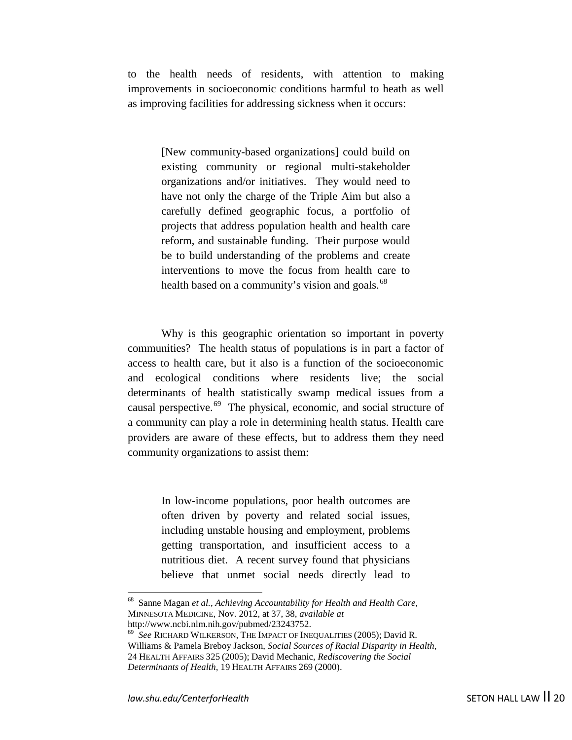to the health needs of residents, with attention to making improvements in socioeconomic conditions harmful to heath as well as improving facilities for addressing sickness when it occurs:

> [New community-based organizations] could build on existing community or regional multi-stakeholder organizations and/or initiatives. They would need to have not only the charge of the Triple Aim but also a carefully defined geographic focus, a portfolio of projects that address population health and health care reform, and sustainable funding. Their purpose would be to build understanding of the problems and create interventions to move the focus from health care to health based on a community's vision and goals.[68]

Why is this geographic orientation so important in poverty communities? The health status of populations is in part a factor of access to health care, but it also is a function of the socioeconomic and ecological conditions where residents live; the social determinants of health statistically swamp medical issues from a causal perspective.[69] The physical, economic, and social structure of a community can play a role in determining health status. Health care providers are aware of these effects, but to address them they need community organizations to assist them:

> In low-income populations, poor health outcomes are often driven by poverty and related social issues, including unstable housing and employment, problems getting transportation, and insufficient access to a nutritious diet. A recent survey found that physicians believe that unmet social needs directly lead to

---

[68] Sanne Magan *et al., Achieving Accountability for Health and Health Care,* MINNESOTA MEDICINE, Nov. 2012, at 37, 38, *available at* http://www.ncbi.nlm.nih.gov/pubmed/23243752.

[69] *See* RICHARD WILKERSON, THE IMPACT OF INEQUALITIES (2005); David R. Williams & Pamela Breboy Jackson, *Social Sources of Racial Disparity in Health*, 24 HEALTH AFFAIRS 325 (2005); David Mechanic, *Rediscovering the Social Determinants of Health,* 19 HEALTH AFFAIRS 269 (2000).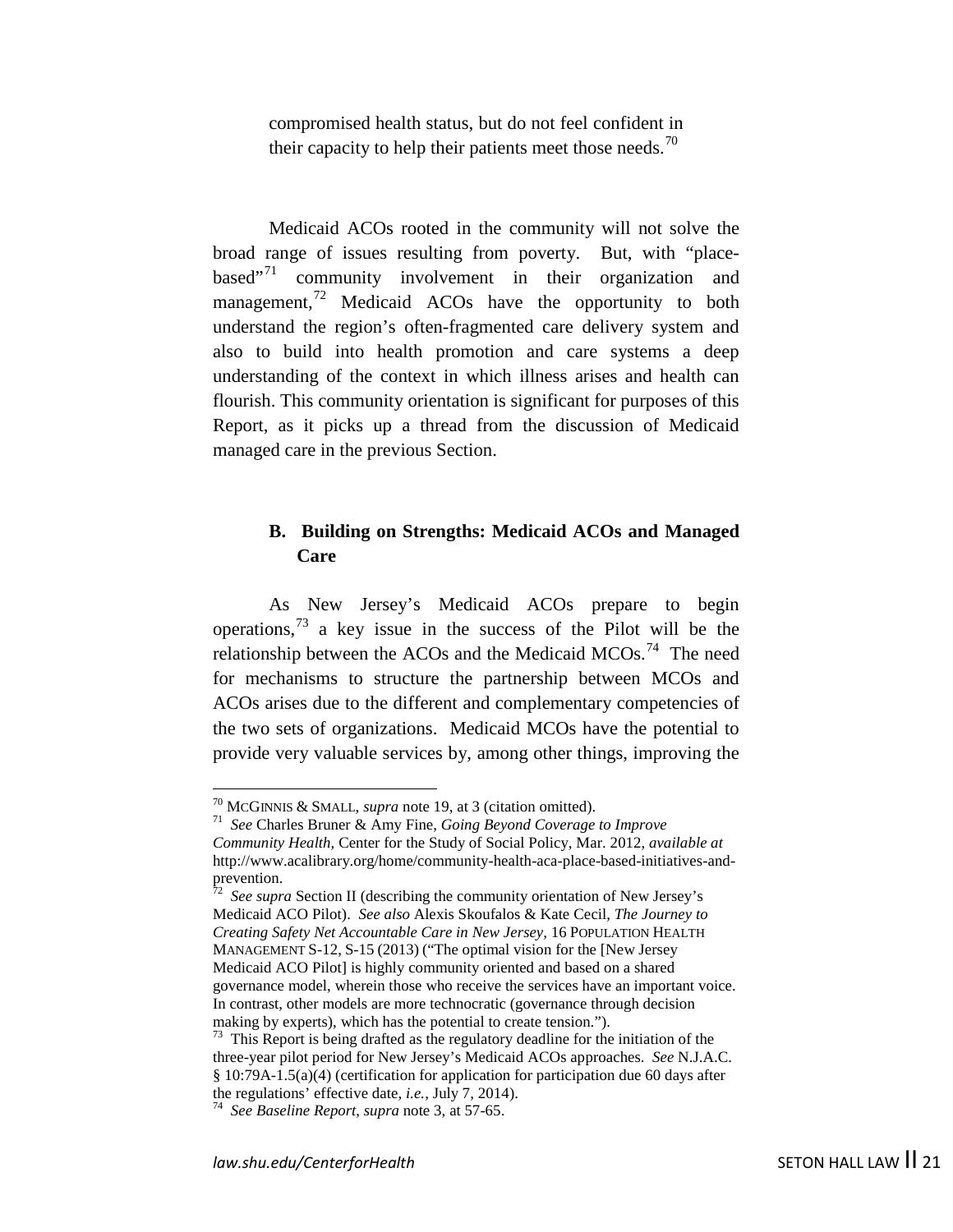> compromised health status, but do not feel confident in their capacity to help their patients meet those needs.[70]

Medicaid ACOs rooted in the community will not solve the broad range of issues resulting from poverty. But, with "place-based"[71] community involvement in their organization and management,[72] Medicaid ACOs have the opportunity to both understand the region's often-fragmented care delivery system and also to build into health promotion and care systems a deep understanding of the context in which illness arises and health can flourish. This community orientation is significant for purposes of this Report, as it picks up a thread from the discussion of Medicaid managed care in the previous Section.

### B. Building on Strengths: Medicaid ACOs and Managed Care

As New Jersey's Medicaid ACOs prepare to begin operations,[73] a key issue in the success of the Pilot will be the relationship between the ACOs and the Medicaid MCOs.[74] The need for mechanisms to structure the partnership between MCOs and ACOs arises due to the different and complementary competencies of the two sets of organizations. Medicaid MCOs have the potential to provide very valuable services by, among other things, improving the

---

[70] MCGINNIS & SMALL, *supra* note 19, at 3 (citation omitted).

[71] *See* Charles Bruner & Amy Fine, *Going Beyond Coverage to Improve Community Health*, Center for the Study of Social Policy, Mar. 2012, *available at* http://www.acalibrary.org/home/community-health-aca-place-based-initiatives-and-prevention.

[72] *See supra* Section II (describing the community orientation of New Jersey's Medicaid ACO Pilot). *See also* Alexis Skoufalos & Kate Cecil, *The Journey to Creating Safety Net Accountable Care in New Jersey*, 16 POPULATION HEALTH MANAGEMENT S-12, S-15 (2013) ("The optimal vision for the [New Jersey Medicaid ACO Pilot] is highly community oriented and based on a shared governance model, wherein those who receive the services have an important voice. In contrast, other models are more technocratic (governance through decision making by experts), which has the potential to create tension.").

[73] This Report is being drafted as the regulatory deadline for the initiation of the three-year pilot period for New Jersey's Medicaid ACOs approaches. *See* N.J.A.C. § 10:79A-1.5(a)(4) (certification for application for participation due 60 days after the regulations' effective date, *i.e.*, July 7, 2014).

[74] *See Baseline Report*, *supra* note 3, at 57-65.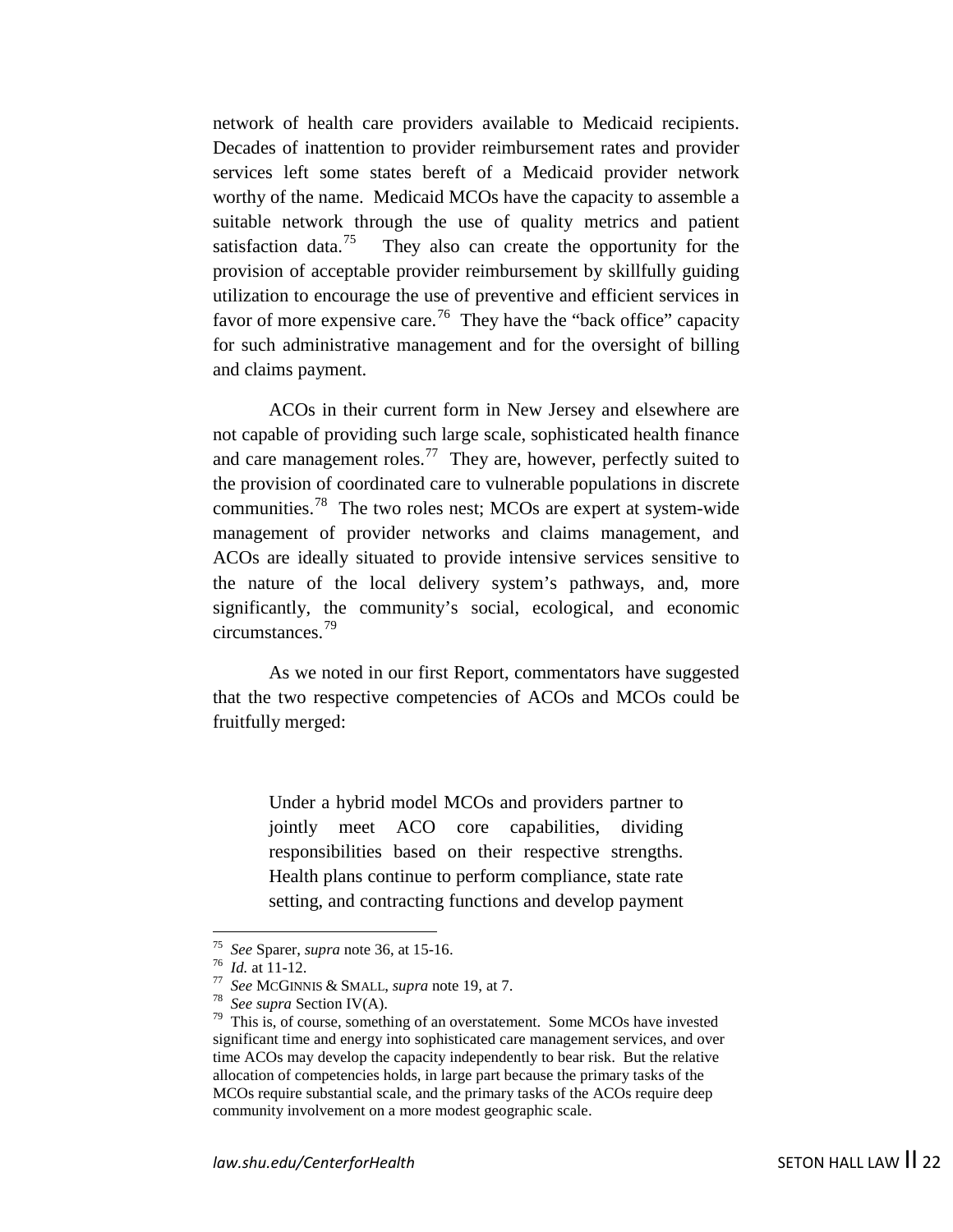network of health care providers available to Medicaid recipients. Decades of inattention to provider reimbursement rates and provider services left some states bereft of a Medicaid provider network worthy of the name. Medicaid MCOs have the capacity to assemble a suitable network through the use of quality metrics and patient satisfaction data.[75] They also can create the opportunity for the provision of acceptable provider reimbursement by skillfully guiding utilization to encourage the use of preventive and efficient services in favor of more expensive care.[76] They have the "back office" capacity for such administrative management and for the oversight of billing and claims payment.

ACOs in their current form in New Jersey and elsewhere are not capable of providing such large scale, sophisticated health finance and care management roles.[77] They are, however, perfectly suited to the provision of coordinated care to vulnerable populations in discrete communities.[78] The two roles nest; MCOs are expert at system-wide management of provider networks and claims management, and ACOs are ideally situated to provide intensive services sensitive to the nature of the local delivery system's pathways, and, more significantly, the community's social, ecological, and economic circumstances.[79]

As we noted in our first Report, commentators have suggested that the two respective competencies of ACOs and MCOs could be fruitfully merged:

> Under a hybrid model MCOs and providers partner to jointly meet ACO core capabilities, dividing responsibilities based on their respective strengths. Health plans continue to perform compliance, state rate setting, and contracting functions and develop payment

---

[75] *See* Sparer, *supra* note 36, at 15-16.

[76] *Id.* at 11-12.

[77] *See* MCGINNIS & SMALL, *supra* note 19, at 7.

[78] *See supra* Section IV(A).

[79] This is, of course, something of an overstatement. Some MCOs have invested significant time and energy into sophisticated care management services, and over time ACOs may develop the capacity independently to bear risk. But the relative allocation of competencies holds, in large part because the primary tasks of the MCOs require substantial scale, and the primary tasks of the ACOs require deep community involvement on a more modest geographic scale.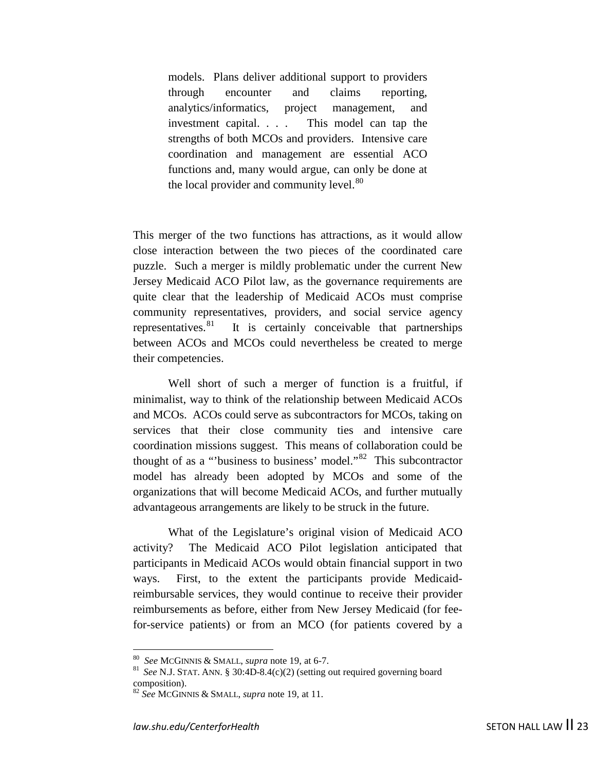> models. Plans deliver additional support to providers through encounter and claims reporting, analytics/informatics, project management, and investment capital. . . . This model can tap the strengths of both MCOs and providers. Intensive care coordination and management are essential ACO functions and, many would argue, can only be done at the local provider and community level.[80]

This merger of the two functions has attractions, as it would allow close interaction between the two pieces of the coordinated care puzzle. Such a merger is mildly problematic under the current New Jersey Medicaid ACO Pilot law, as the governance requirements are quite clear that the leadership of Medicaid ACOs must comprise community representatives, providers, and social service agency representatives.[81] It is certainly conceivable that partnerships between ACOs and MCOs could nevertheless be created to merge their competencies.

Well short of such a merger of function is a fruitful, if minimalist, way to think of the relationship between Medicaid ACOs and MCOs. ACOs could serve as subcontractors for MCOs, taking on services that their close community ties and intensive care coordination missions suggest. This means of collaboration could be thought of as a "'business to business' model."[82] This subcontractor model has already been adopted by MCOs and some of the organizations that will become Medicaid ACOs, and further mutually advantageous arrangements are likely to be struck in the future.

What of the Legislature's original vision of Medicaid ACO activity? The Medicaid ACO Pilot legislation anticipated that participants in Medicaid ACOs would obtain financial support in two ways. First, to the extent the participants provide Medicaid-reimbursable services, they would continue to receive their provider reimbursements as before, either from New Jersey Medicaid (for fee-for-service patients) or from an MCO (for patients covered by a

---

[80] *See* MCGINNIS & SMALL, *supra* note 19, at 6-7.

[81] *See* N.J. STAT. ANN. § 30:4D-8.4(c)(2) (setting out required governing board composition).

[82] *See* MCGINNIS & SMALL, *supra* note 19, at 11.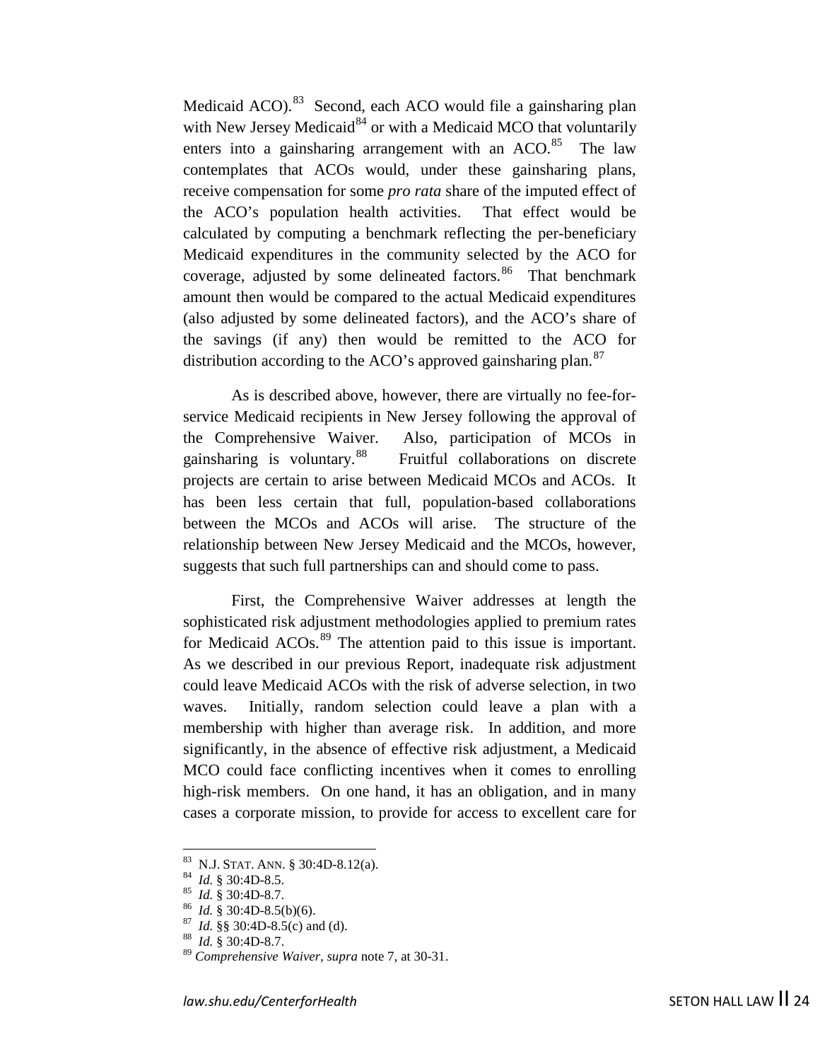Medicaid ACO).[83] Second, each ACO would file a gainsharing plan with New Jersey Medicaid[84] or with a Medicaid MCO that voluntarily enters into a gainsharing arrangement with an ACO.[85] The law contemplates that ACOs would, under these gainsharing plans, receive compensation for some *pro rata* share of the imputed effect of the ACO's population health activities. That effect would be calculated by computing a benchmark reflecting the per-beneficiary Medicaid expenditures in the community selected by the ACO for coverage, adjusted by some delineated factors.[86] That benchmark amount then would be compared to the actual Medicaid expenditures (also adjusted by some delineated factors), and the ACO's share of the savings (if any) then would be remitted to the ACO for distribution according to the ACO's approved gainsharing plan.[87]

As is described above, however, there are virtually no fee-for-service Medicaid recipients in New Jersey following the approval of the Comprehensive Waiver. Also, participation of MCOs in gainsharing is voluntary.[88] Fruitful collaborations on discrete projects are certain to arise between Medicaid MCOs and ACOs. It has been less certain that full, population-based collaborations between the MCOs and ACOs will arise. The structure of the relationship between New Jersey Medicaid and the MCOs, however, suggests that such full partnerships can and should come to pass.

First, the Comprehensive Waiver addresses at length the sophisticated risk adjustment methodologies applied to premium rates for Medicaid ACOs.[89] The attention paid to this issue is important. As we described in our previous Report, inadequate risk adjustment could leave Medicaid ACOs with the risk of adverse selection, in two waves. Initially, random selection could leave a plan with a membership with higher than average risk. In addition, and more significantly, in the absence of effective risk adjustment, a Medicaid MCO could face conflicting incentives when it comes to enrolling high-risk members. On one hand, it has an obligation, and in many cases a corporate mission, to provide for access to excellent care for

---

[83] N.J. STAT. ANN. § 30:4D-8.12(a).
[84] *Id.* § 30:4D-8.5.
[85] *Id.* § 30:4D-8.7.
[86] *Id.* § 30:4D-8.5(b)(6).
[87] *Id.* §§ 30:4D-8.5(c) and (d).
[88] *Id.* § 30:4D-8.7.
[89] *Comprehensive Waiver*, *supra* note 7, at 30-31.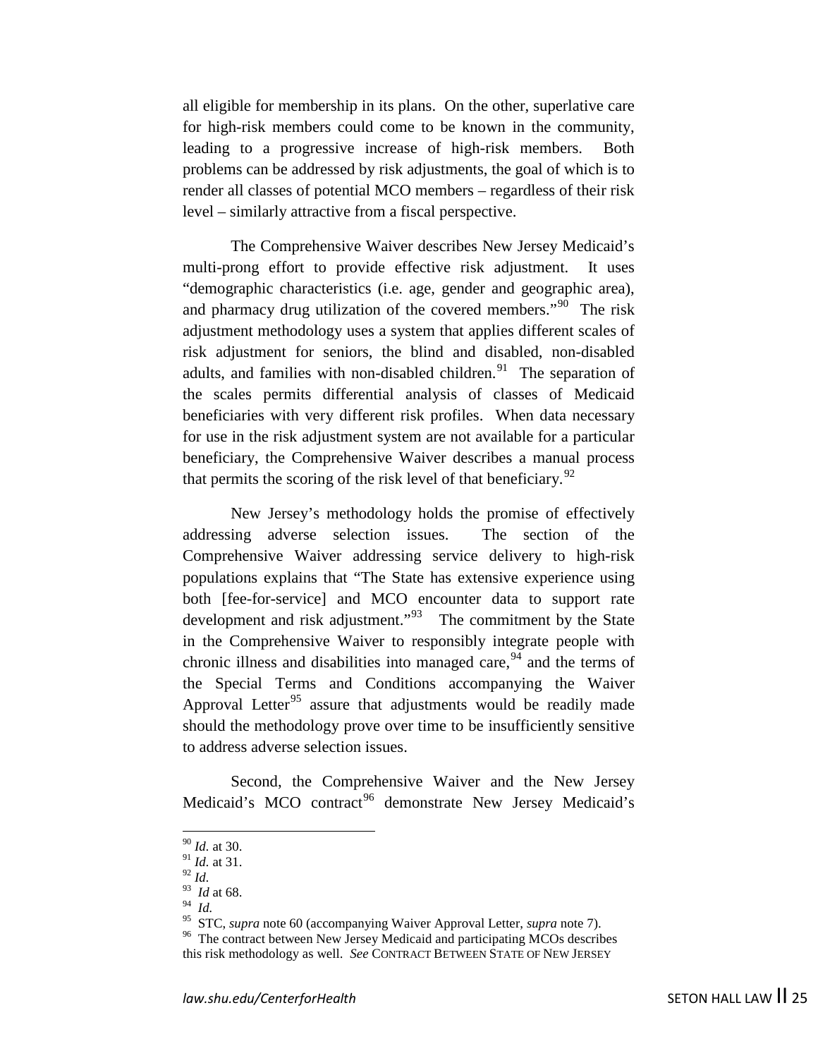all eligible for membership in its plans. On the other, superlative care for high-risk members could come to be known in the community, leading to a progressive increase of high-risk members. Both problems can be addressed by risk adjustments, the goal of which is to render all classes of potential MCO members – regardless of their risk level – similarly attractive from a fiscal perspective.

The Comprehensive Waiver describes New Jersey Medicaid's multi-prong effort to provide effective risk adjustment. It uses "demographic characteristics (i.e. age, gender and geographic area), and pharmacy drug utilization of the covered members."[90] The risk adjustment methodology uses a system that applies different scales of risk adjustment for seniors, the blind and disabled, non-disabled adults, and families with non-disabled children.[91] The separation of the scales permits differential analysis of classes of Medicaid beneficiaries with very different risk profiles. When data necessary for use in the risk adjustment system are not available for a particular beneficiary, the Comprehensive Waiver describes a manual process that permits the scoring of the risk level of that beneficiary.[92]

New Jersey's methodology holds the promise of effectively addressing adverse selection issues. The section of the Comprehensive Waiver addressing service delivery to high-risk populations explains that "The State has extensive experience using both [fee-for-service] and MCO encounter data to support rate development and risk adjustment."[93] The commitment by the State in the Comprehensive Waiver to responsibly integrate people with chronic illness and disabilities into managed care,[94] and the terms of the Special Terms and Conditions accompanying the Waiver Approval Letter[95] assure that adjustments would be readily made should the methodology prove over time to be insufficiently sensitive to address adverse selection issues.

Second, the Comprehensive Waiver and the New Jersey Medicaid's MCO contract[96] demonstrate New Jersey Medicaid's

---

[90] *Id.* at 30.
[91] *Id.* at 31.
[92] *Id*.
[93] *Id* at 68.
[94] *Id.*
[95] STC, *supra* note 60 (accompanying Waiver Approval Letter, *supra* note 7).
[96] The contract between New Jersey Medicaid and participating MCOs describes this risk methodology as well. *See* CONTRACT BETWEEN STATE OF NEW JERSEY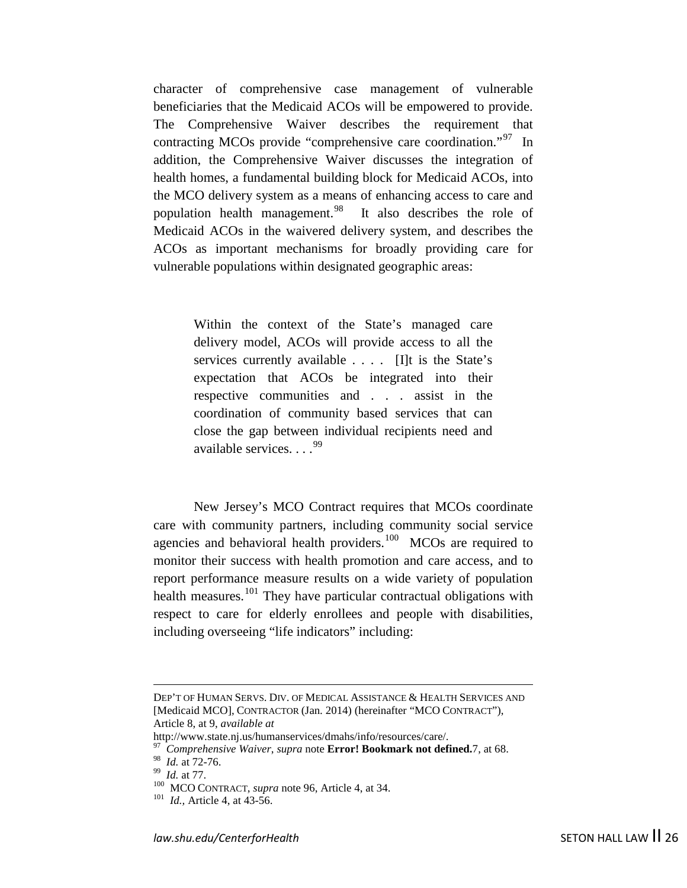character of comprehensive case management of vulnerable beneficiaries that the Medicaid ACOs will be empowered to provide. The Comprehensive Waiver describes the requirement that contracting MCOs provide "comprehensive care coordination."[97] In addition, the Comprehensive Waiver discusses the integration of health homes, a fundamental building block for Medicaid ACOs, into the MCO delivery system as a means of enhancing access to care and population health management.[98] It also describes the role of Medicaid ACOs in the waivered delivery system, and describes the ACOs as important mechanisms for broadly providing care for vulnerable populations within designated geographic areas:

> Within the context of the State's managed care delivery model, ACOs will provide access to all the services currently available . . . . [I]t is the State's expectation that ACOs be integrated into their respective communities and . . . assist in the coordination of community based services that can close the gap between individual recipients need and available services. . . .[99]

New Jersey's MCO Contract requires that MCOs coordinate care with community partners, including community social service agencies and behavioral health providers.[100] MCOs are required to monitor their success with health promotion and care access, and to report performance measure results on a wide variety of population health measures.[101] They have particular contractual obligations with respect to care for elderly enrollees and people with disabilities, including overseeing "life indicators" including:

---

DEP'T OF HUMAN SERVS. DIV. OF MEDICAL ASSISTANCE & HEALTH SERVICES AND [Medicaid MCO], CONTRACTOR (Jan. 2014) (hereinafter "MCO CONTRACT"), Article 8, at 9, *available at* http://www.state.nj.us/humanservices/dmahs/info/resources/care/.

[97] *Comprehensive Waiver*, *supra* note **Error! Bookmark not defined.**7, at 68.

[98] *Id.* at 72-76.

[99] *Id.* at 77.

[100] MCO CONTRACT, *supra* note 96, Article 4, at 34.

[101] *Id.*, Article 4, at 43-56.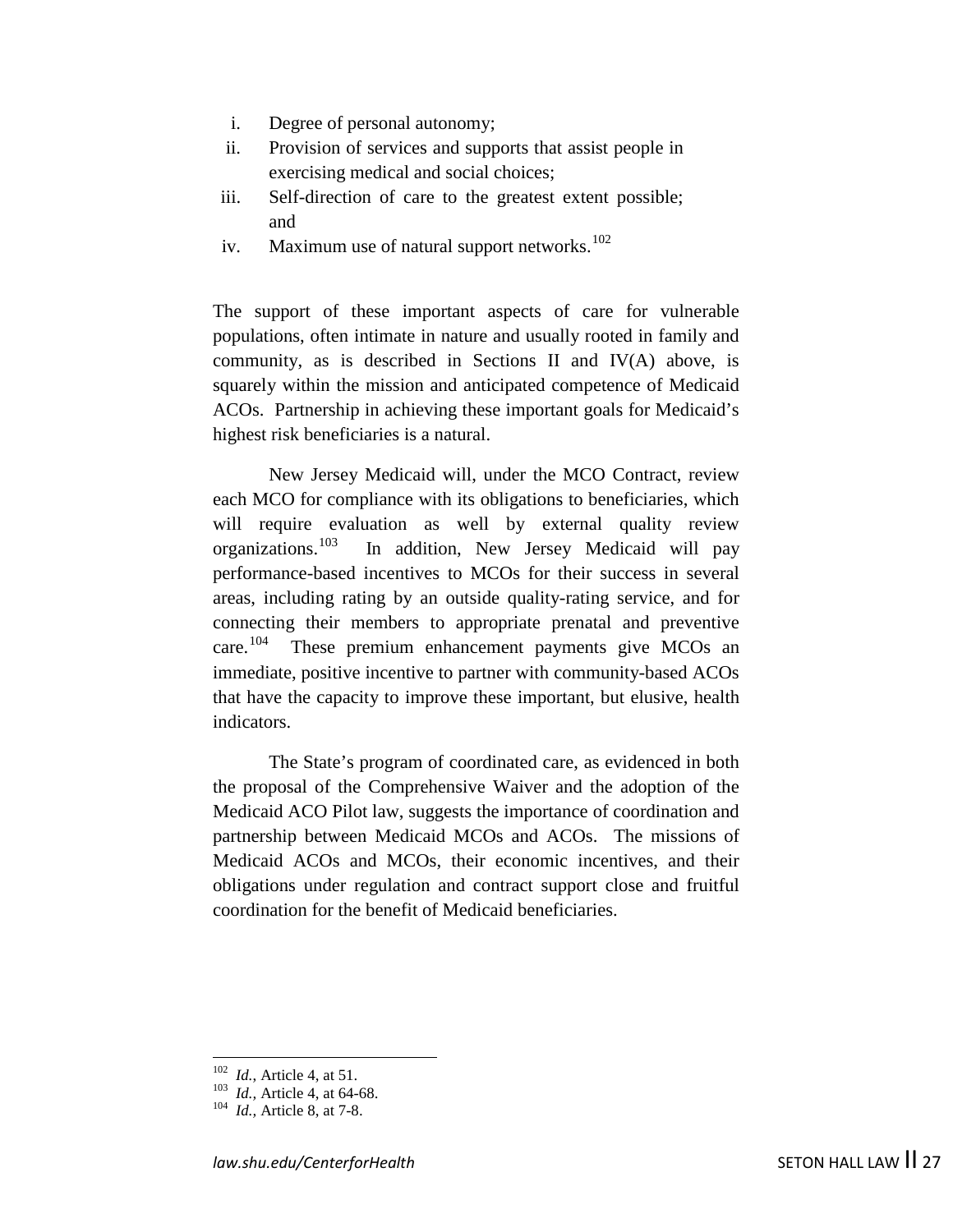i. Degree of personal autonomy;
ii. Provision of services and supports that assist people in exercising medical and social choices;
iii. Self-direction of care to the greatest extent possible; and
iv. Maximum use of natural support networks.[102]

The support of these important aspects of care for vulnerable populations, often intimate in nature and usually rooted in family and community, as is described in Sections II and IV(A) above, is squarely within the mission and anticipated competence of Medicaid ACOs. Partnership in achieving these important goals for Medicaid's highest risk beneficiaries is a natural.

New Jersey Medicaid will, under the MCO Contract, review each MCO for compliance with its obligations to beneficiaries, which will require evaluation as well by external quality review organizations.[103] In addition, New Jersey Medicaid will pay performance-based incentives to MCOs for their success in several areas, including rating by an outside quality-rating service, and for connecting their members to appropriate prenatal and preventive care.[104] These premium enhancement payments give MCOs an immediate, positive incentive to partner with community-based ACOs that have the capacity to improve these important, but elusive, health indicators.

The State's program of coordinated care, as evidenced in both the proposal of the Comprehensive Waiver and the adoption of the Medicaid ACO Pilot law, suggests the importance of coordination and partnership between Medicaid MCOs and ACOs. The missions of Medicaid ACOs and MCOs, their economic incentives, and their obligations under regulation and contract support close and fruitful coordination for the benefit of Medicaid beneficiaries.

---

[102] *Id.*, Article 4, at 51.
[103] *Id.,* Article 4, at 64-68.
[104] *Id.,* Article 8, at 7-8.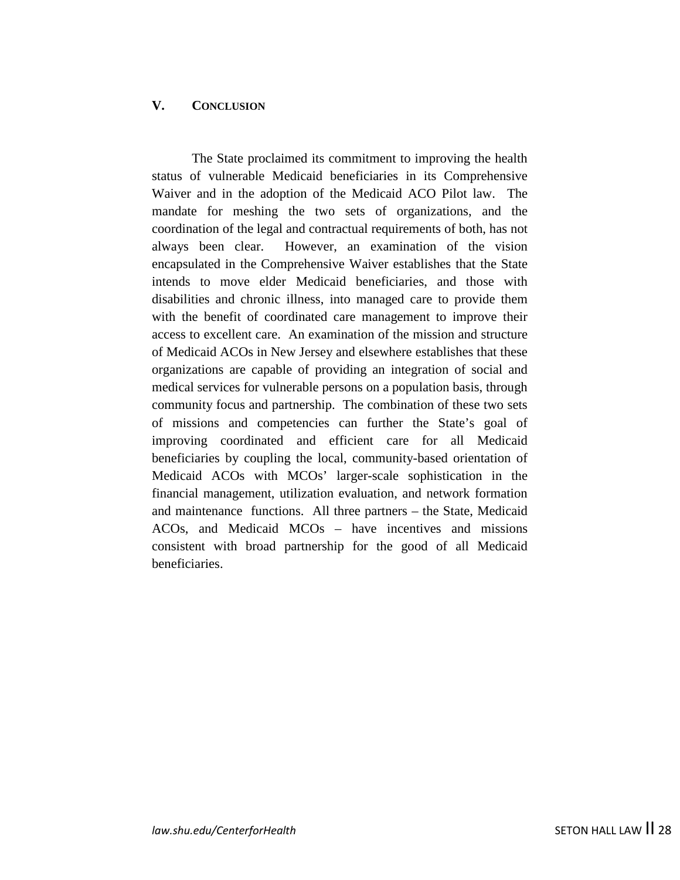## V. CONCLUSION

The State proclaimed its commitment to improving the health status of vulnerable Medicaid beneficiaries in its Comprehensive Waiver and in the adoption of the Medicaid ACO Pilot law. The mandate for meshing the two sets of organizations, and the coordination of the legal and contractual requirements of both, has not always been clear. However, an examination of the vision encapsulated in the Comprehensive Waiver establishes that the State intends to move elder Medicaid beneficiaries, and those with disabilities and chronic illness, into managed care to provide them with the benefit of coordinated care management to improve their access to excellent care. An examination of the mission and structure of Medicaid ACOs in New Jersey and elsewhere establishes that these organizations are capable of providing an integration of social and medical services for vulnerable persons on a population basis, through community focus and partnership. The combination of these two sets of missions and competencies can further the State's goal of improving coordinated and efficient care for all Medicaid beneficiaries by coupling the local, community-based orientation of Medicaid ACOs with MCOs' larger-scale sophistication in the financial management, utilization evaluation, and network formation and maintenance functions. All three partners – the State, Medicaid ACOs, and Medicaid MCOs – have incentives and missions consistent with broad partnership for the good of all Medicaid beneficiaries.